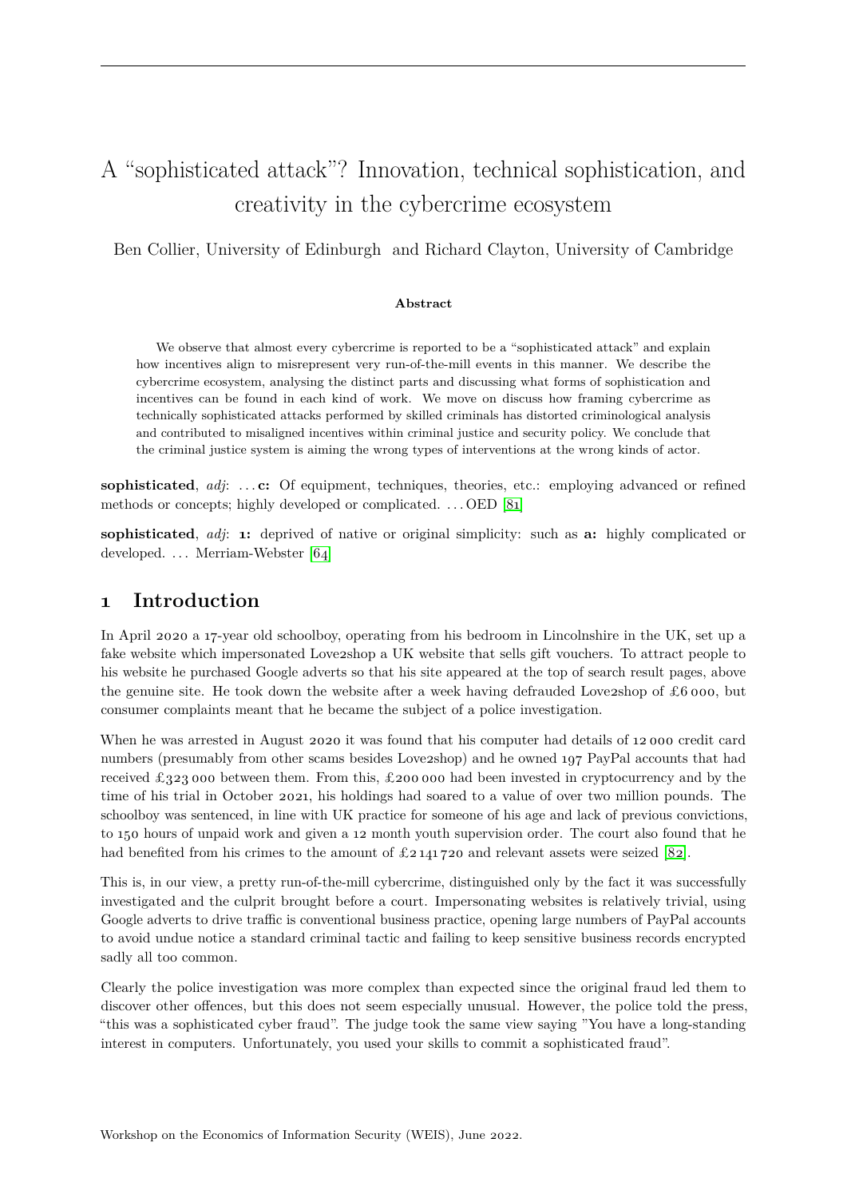# A "sophisticated attack"? Innovation, technical sophistication, and creativity in the cybercrime ecosystem

Ben Collier, University of Edinburgh and Richard Clayton, University of Cambridge

**Abstract**

We observe that almost every cybercrime is reported to be a "sophisticated attack" and explain how incentives align to misrepresent very run-of-the-mill events in this manner. We describe the cybercrime ecosystem, analysing the distinct parts and discussing what forms of sophistication and incentives can be found in each kind of work. We move on discuss how framing cybercrime as technically sophisticated attacks performed by skilled criminals has distorted criminological analysis and contributed to misaligned incentives within criminal justice and security policy. We conclude that the criminal justice system is aiming the wrong types of interventions at the wrong kinds of actor.

**sophisticated**, *adj*: . . . **c:** Of equipment, techniques, theories, etc.: employing advanced or refined methods or concepts; highly developed or complicated. . . . OED [81]

**sophisticated**, *adj*: **1:** deprived of native or original simplicity: such as **a:** highly complicated or developed. . . . Merriam-Webster [64]

## 1 Introduction

In April 2020 a 17-year old schoolboy, operating from his bedroom in Lincolnshire in the UK, set up a fake website which impersonated Love2shop a UK website that sells gift vouchers. To attract people to his website he purchased Google adverts so that his site appeared at the top of search result pages, above the genuine site. He took down the website after a week having defrauded Love2shop of £6 000, but consumer complaints meant that he became the subject of a police investigation.

When he was arrested in August 2020 it was found that his computer had details of 12 000 credit card numbers (presumably from other scams besides Love2shop) and he owned 197 PayPal accounts that had received £323 000 between them. From this, £200 000 had been invested in cryptocurrency and by the time of his trial in October 2021, his holdings had soared to a value of over two million pounds. The schoolboy was sentenced, in line with UK practice for someone of his age and lack of previous convictions, to 150 hours of unpaid work and given a 12 month youth supervision order. The court also found that he had benefited from his crimes to the amount of £2 141 720 and relevant assets were seized [82].

This is, in our view, a pretty run-of-the-mill cybercrime, distinguished only by the fact it was successfully investigated and the culprit brought before a court. Impersonating websites is relatively trivial, using Google adverts to drive traffic is conventional business practice, opening large numbers of PayPal accounts to avoid undue notice a standard criminal tactic and failing to keep sensitive business records encrypted sadly all too common.

Clearly the police investigation was more complex than expected since the original fraud led them to discover other offences, but this does not seem especially unusual. However, the police told the press, "this was a sophisticated cyber fraud". The judge took the same view saying "You have a long-standing interest in computers. Unfortunately, you used your skills to commit a sophisticated fraud".

Workshop on the Economics of Information Security (WEIS), June 2022.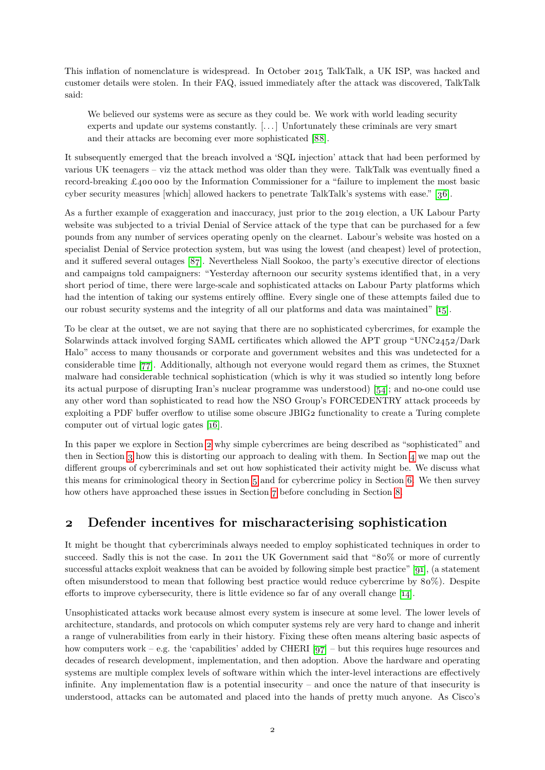This inflation of nomenclature is widespread. In October 2015 TalkTalk, a UK ISP, was hacked and customer details were stolen. In their FAQ, issued immediately after the attack was discovered, TalkTalk said:

> We believed our systems were as secure as they could be. We work with world leading security experts and update our systems constantly. [...] Unfortunately these criminals are very smart and their attacks are becoming ever more sophisticated [88].

It subsequently emerged that the breach involved a 'SQL injection' attack that had been performed by various UK teenagers – viz the attack method was older than they were. TalkTalk was eventually fined a record-breaking £400 000 by the Information Commissioner for a "failure to implement the most basic cyber security measures [which] allowed hackers to penetrate TalkTalk's systems with ease." [36].

As a further example of exaggeration and inaccuracy, just prior to the 2019 election, a UK Labour Party website was subjected to a trivial Denial of Service attack of the type that can be purchased for a few pounds from any number of services operating openly on the clearnet. Labour's website was hosted on a specialist Denial of Service protection system, but was using the lowest (and cheapest) level of protection, and it suffered several outages [87]. Nevertheless Niall Sookoo, the party's executive director of elections and campaigns told campaigners: "Yesterday afternoon our security systems identified that, in a very short period of time, there were large-scale and sophisticated attacks on Labour Party platforms which had the intention of taking our systems entirely offline. Every single one of these attempts failed due to our robust security systems and the integrity of all our platforms and data was maintained" [15].

To be clear at the outset, we are not saying that there are no sophisticated cybercrimes, for example the Solarwinds attack involved forging SAML certificates which allowed the APT group "UNC2452/Dark Halo" access to many thousands or corporate and government websites and this was undetected for a considerable time [77]. Additionally, although not everyone would regard them as crimes, the Stuxnet malware had considerable technical sophistication (which is why it was studied so intently long before its actual purpose of disrupting Iran's nuclear programme was understood) [54]; and no-one could use any other word than sophisticated to read how the NSO Group's FORCEDENTRY attack proceeds by exploiting a PDF buffer overflow to utilise some obscure JBIG2 functionality to create a Turing complete computer out of virtual logic gates [16].

In this paper we explore in Section 2 why simple cybercrimes are being described as "sophisticated" and then in Section 3 how this is distorting our approach to dealing with them. In Section 4 we map out the different groups of cybercriminals and set out how sophisticated their activity might be. We discuss what this means for criminological theory in Section 5 and for cybercrime policy in Section 6. We then survey how others have approached these issues in Section 7 before concluding in Section 8.

## 2 Defender incentives for mischaracterising sophistication

It might be thought that cybercriminals always needed to employ sophisticated techniques in order to succeed. Sadly this is not the case. In 2011 the UK Government said that "80% or more of currently successful attacks exploit weakness that can be avoided by following simple best practice" [91], (a statement often misunderstood to mean that following best practice would reduce cybercrime by 80%). Despite efforts to improve cybersecurity, there is little evidence so far of any overall change [14].

Unsophisticated attacks work because almost every system is insecure at some level. The lower levels of architecture, standards, and protocols on which computer systems rely are very hard to change and inherit a range of vulnerabilities from early in their history. Fixing these often means altering basic aspects of how computers work – e.g. the 'capabilities' added by CHERI [97] – but this requires huge resources and decades of research development, implementation, and then adoption. Above the hardware and operating systems are multiple complex levels of software within which the inter-level interactions are effectively infinite. Any implementation flaw is a potential insecurity – and once the nature of that insecurity is understood, attacks can be automated and placed into the hands of pretty much anyone. As Cisco's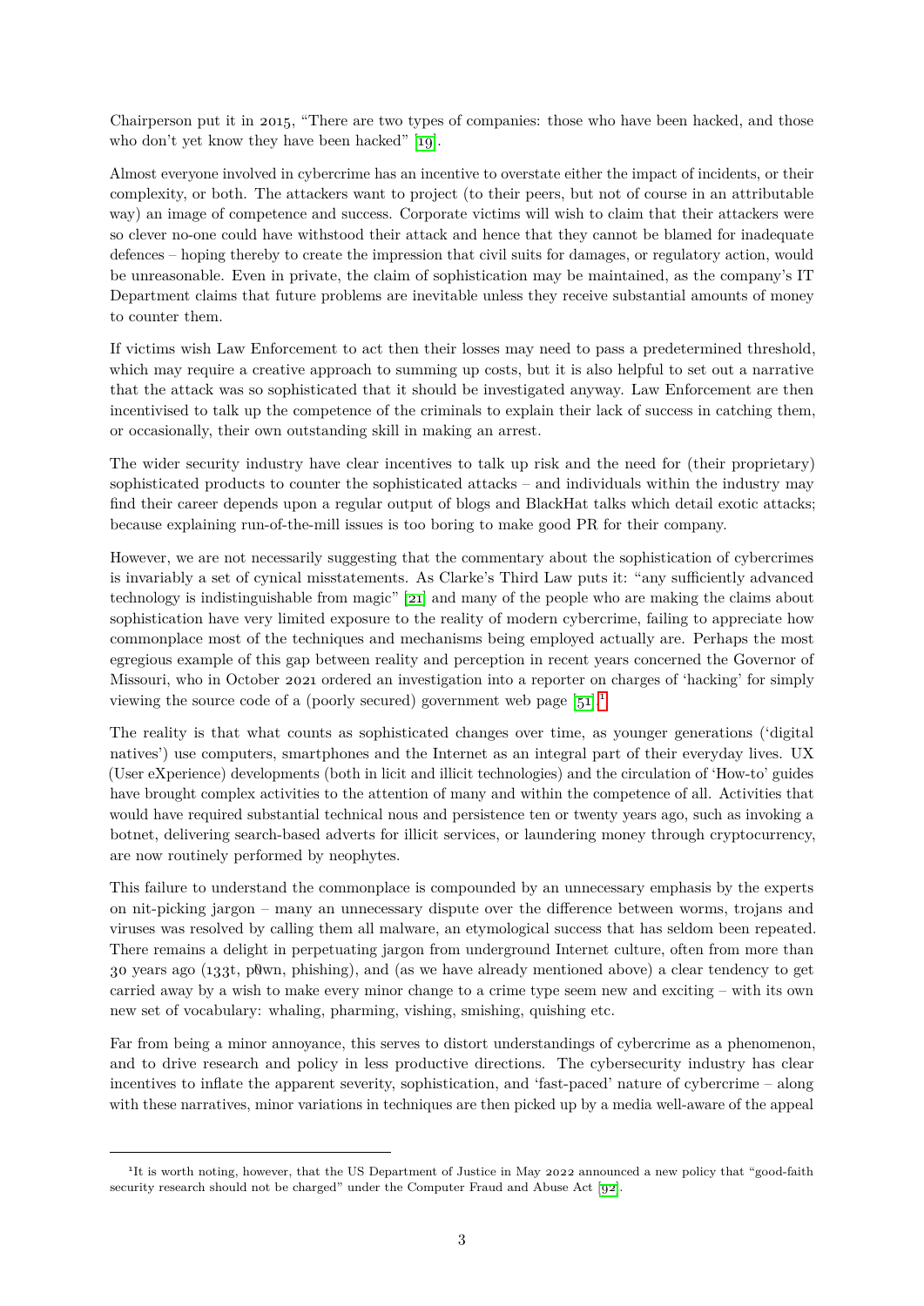Chairperson put it in 2015, “There are two types of companies: those who have been hacked, and those who don’t yet know they have been hacked” [19].

Almost everyone involved in cybercrime has an incentive to overstate either the impact of incidents, or their complexity, or both. The attackers want to project (to their peers, but not of course in an attributable way) an image of competence and success. Corporate victims will wish to claim that their attackers were so clever no-one could have withstood their attack and hence that they cannot be blamed for inadequate defences – hoping thereby to create the impression that civil suits for damages, or regulatory action, would be unreasonable. Even in private, the claim of sophistication may be maintained, as the company’s IT Department claims that future problems are inevitable unless they receive substantial amounts of money to counter them.

If victims wish Law Enforcement to act then their losses may need to pass a predetermined threshold, which may require a creative approach to summing up costs, but it is also helpful to set out a narrative that the attack was so sophisticated that it should be investigated anyway. Law Enforcement are then incentivised to talk up the competence of the criminals to explain their lack of success in catching them, or occasionally, their own outstanding skill in making an arrest.

The wider security industry have clear incentives to talk up risk and the need for (their proprietary) sophisticated products to counter the sophisticated attacks – and individuals within the industry may find their career depends upon a regular output of blogs and BlackHat talks which detail exotic attacks; because explaining run-of-the-mill issues is too boring to make good PR for their company.

However, we are not necessarily suggesting that the commentary about the sophistication of cybercrimes is invariably a set of cynical misstatements. As Clarke’s Third Law puts it: “any sufficiently advanced technology is indistinguishable from magic” [21] and many of the people who are making the claims about sophistication have very limited exposure to the reality of modern cybercrime, failing to appreciate how commonplace most of the techniques and mechanisms being employed actually are. Perhaps the most egregious example of this gap between reality and perception in recent years concerned the Governor of Missouri, who in October 2021 ordered an investigation into a reporter on charges of ‘hacking’ for simply viewing the source code of a (poorly secured) government web page [51].[1]

The reality is that what counts as sophisticated changes over time, as younger generations (‘digital natives’) use computers, smartphones and the Internet as an integral part of their everyday lives. UX (User eXperience) developments (both in licit and illicit technologies) and the circulation of ‘How-to’ guides have brought complex activities to the attention of many and within the competence of all. Activities that would have required substantial technical nous and persistence ten or twenty years ago, such as invoking a botnet, delivering search-based adverts for illicit services, or laundering money through cryptocurrency, are now routinely performed by neophytes.

This failure to understand the commonplace is compounded by an unnecessary emphasis by the experts on nit-picking jargon – many an unnecessary dispute over the difference between worms, trojans and viruses was resolved by calling them all malware, an etymological success that has seldom been repeated. There remains a delight in perpetuating jargon from underground Internet culture, often from more than 30 years ago (133t, p0wn, phishing), and (as we have already mentioned above) a clear tendency to get carried away by a wish to make every minor change to a crime type seem new and exciting – with its own new set of vocabulary: whaling, pharming, vishing, smishing, quishing etc.

Far from being a minor annoyance, this serves to distort understandings of cybercrime as a phenomenon, and to drive research and policy in less productive directions. The cybersecurity industry has clear incentives to inflate the apparent severity, sophistication, and ‘fast-paced’ nature of cybercrime – along with these narratives, minor variations in techniques are then picked up by a media well-aware of the appeal

[1] It is worth noting, however, that the US Department of Justice in May 2022 announced a new policy that “good-faith security research should not be charged” under the Computer Fraud and Abuse Act [92].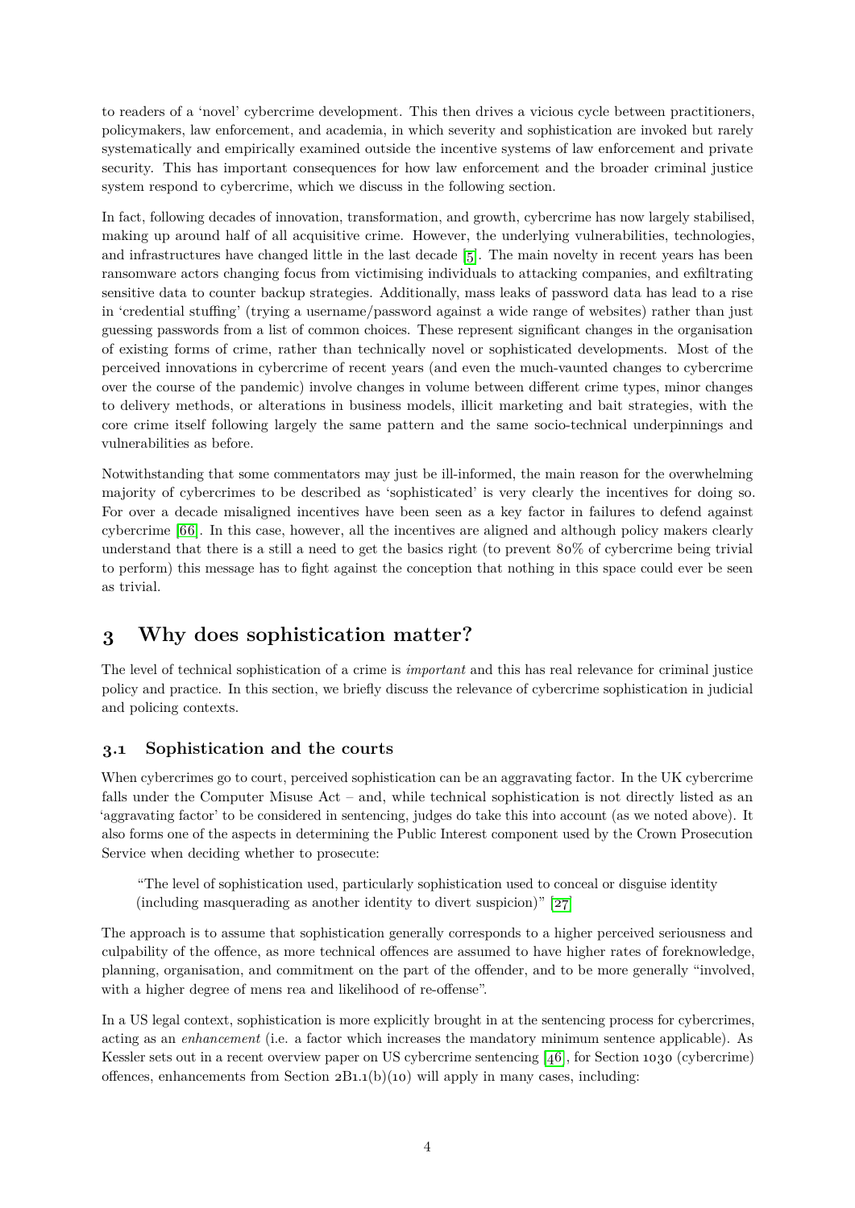to readers of a 'novel' cybercrime development. This then drives a vicious cycle between practitioners, policymakers, law enforcement, and academia, in which severity and sophistication are invoked but rarely systematically and empirically examined outside the incentive systems of law enforcement and private security. This has important consequences for how law enforcement and the broader criminal justice system respond to cybercrime, which we discuss in the following section.

In fact, following decades of innovation, transformation, and growth, cybercrime has now largely stabilised, making up around half of all acquisitive crime. However, the underlying vulnerabilities, technologies, and infrastructures have changed little in the last decade [5]. The main novelty in recent years has been ransomware actors changing focus from victimising individuals to attacking companies, and exfiltrating sensitive data to counter backup strategies. Additionally, mass leaks of password data has lead to a rise in 'credential stuffing' (trying a username/password against a wide range of websites) rather than just guessing passwords from a list of common choices. These represent significant changes in the organisation of existing forms of crime, rather than technically novel or sophisticated developments. Most of the perceived innovations in cybercrime of recent years (and even the much-vaunted changes to cybercrime over the course of the pandemic) involve changes in volume between different crime types, minor changes to delivery methods, or alterations in business models, illicit marketing and bait strategies, with the core crime itself following largely the same pattern and the same socio-technical underpinnings and vulnerabilities as before.

Notwithstanding that some commentators may just be ill-informed, the main reason for the overwhelming majority of cybercrimes to be described as 'sophisticated' is very clearly the incentives for doing so. For over a decade misaligned incentives have been seen as a key factor in failures to defend against cybercrime [66]. In this case, however, all the incentives are aligned and although policy makers clearly understand that there is a still a need to get the basics right (to prevent 80% of cybercrime being trivial to perform) this message has to fight against the conception that nothing in this space could ever be seen as trivial.

## 3 Why does sophistication matter?

The level of technical sophistication of a crime is *important* and this has real relevance for criminal justice policy and practice. In this section, we briefly discuss the relevance of cybercrime sophistication in judicial and policing contexts.

### 3.1 Sophistication and the courts

When cybercrimes go to court, perceived sophistication can be an aggravating factor. In the UK cybercrime falls under the Computer Misuse Act – and, while technical sophistication is not directly listed as an 'aggravating factor' to be considered in sentencing, judges do take this into account (as we noted above). It also forms one of the aspects in determining the Public Interest component used by the Crown Prosecution Service when deciding whether to prosecute:

> "The level of sophistication used, particularly sophistication used to conceal or disguise identity (including masquerading as another identity to divert suspicion)" [27]

The approach is to assume that sophistication generally corresponds to a higher perceived seriousness and culpability of the offence, as more technical offences are assumed to have higher rates of foreknowledge, planning, organisation, and commitment on the part of the offender, and to be more generally "involved, with a higher degree of mens rea and likelihood of re-offense".

In a US legal context, sophistication is more explicitly brought in at the sentencing process for cybercrimes, acting as an *enhancement* (i.e. a factor which increases the mandatory minimum sentence applicable). As Kessler sets out in a recent overview paper on US cybercrime sentencing [46], for Section 1030 (cybercrime) offences, enhancements from Section 2B1.1(b)(10) will apply in many cases, including: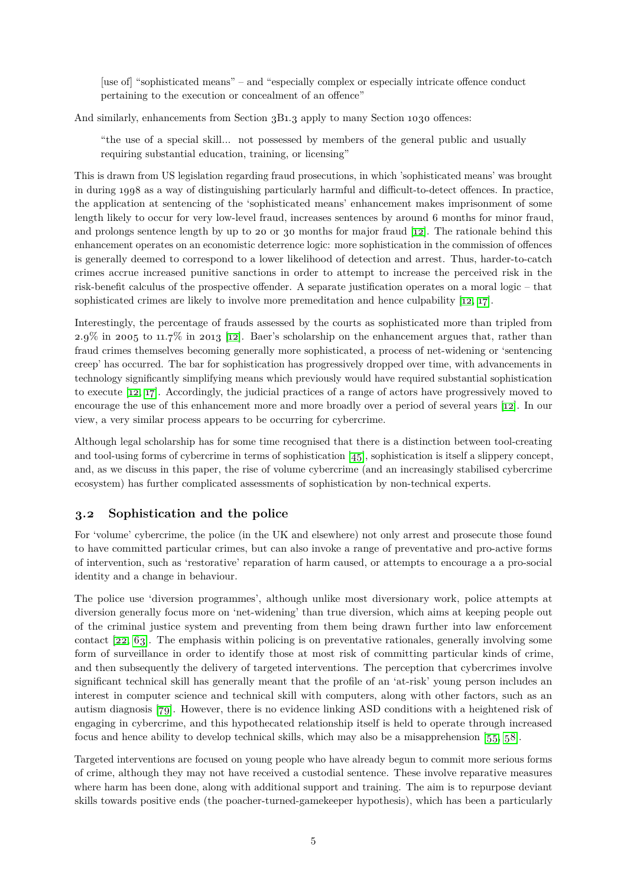> [use of] "sophisticated means" – and "especially complex or especially intricate offence conduct pertaining to the execution or concealment of an offence"

And similarly, enhancements from Section 3B1.3 apply to many Section 1030 offences:

> "the use of a special skill... not possessed by members of the general public and usually requiring substantial education, training, or licensing"

This is drawn from US legislation regarding fraud prosecutions, in which 'sophisticated means' was brought in during 1998 as a way of distinguishing particularly harmful and difficult-to-detect offences. In practice, the application at sentencing of the 'sophisticated means' enhancement makes imprisonment of some length likely to occur for very low-level fraud, increases sentences by around 6 months for minor fraud, and prolongs sentence length by up to 20 or 30 months for major fraud [12]. The rationale behind this enhancement operates on an economistic deterrence logic: more sophistication in the commission of offences is generally deemed to correspond to a lower likelihood of detection and arrest. Thus, harder-to-catch crimes accrue increased punitive sanctions in order to attempt to increase the perceived risk in the risk-benefit calculus of the prospective offender. A separate justification operates on a moral logic – that sophisticated crimes are likely to involve more premeditation and hence culpability [12, 17].

Interestingly, the percentage of frauds assessed by the courts as sophisticated more than tripled from 2.9% in 2005 to 11.7% in 2013 [12]. Baer's scholarship on the enhancement argues that, rather than fraud crimes themselves becoming generally more sophisticated, a process of net-widening or 'sentencing creep' has occurred. The bar for sophistication has progressively dropped over time, with advancements in technology significantly simplifying means which previously would have required substantial sophistication to execute [12, 17]. Accordingly, the judicial practices of a range of actors have progressively moved to encourage the use of this enhancement more and more broadly over a period of several years [12]. In our view, a very similar process appears to be occurring for cybercrime.

Although legal scholarship has for some time recognised that there is a distinction between tool-creating and tool-using forms of cybercrime in terms of sophistication [45], sophistication is itself a slippery concept, and, as we discuss in this paper, the rise of volume cybercrime (and an increasingly stabilised cybercrime ecosystem) has further complicated assessments of sophistication by non-technical experts.

## 3.2 Sophistication and the police

For 'volume' cybercrime, the police (in the UK and elsewhere) not only arrest and prosecute those found to have committed particular crimes, but can also invoke a range of preventative and pro-active forms of intervention, such as 'restorative' reparation of harm caused, or attempts to encourage a a pro-social identity and a change in behaviour.

The police use 'diversion programmes', although unlike most diversionary work, police attempts at diversion generally focus more on 'net-widening' than true diversion, which aims at keeping people out of the criminal justice system and preventing from them being drawn further into law enforcement contact [22, 63]. The emphasis within policing is on preventative rationales, generally involving some form of surveillance in order to identify those at most risk of committing particular kinds of crime, and then subsequently the delivery of targeted interventions. The perception that cybercrimes involve significant technical skill has generally meant that the profile of an 'at-risk' young person includes an interest in computer science and technical skill with computers, along with other factors, such as an autism diagnosis [79]. However, there is no evidence linking ASD conditions with a heightened risk of engaging in cybercrime, and this hypothecated relationship itself is held to operate through increased focus and hence ability to develop technical skills, which may also be a misapprehension [55, 58].

Targeted interventions are focused on young people who have already begun to commit more serious forms of crime, although they may not have received a custodial sentence. These involve reparative measures where harm has been done, along with additional support and training. The aim is to repurpose deviant skills towards positive ends (the poacher-turned-gamekeeper hypothesis), which has been a particularly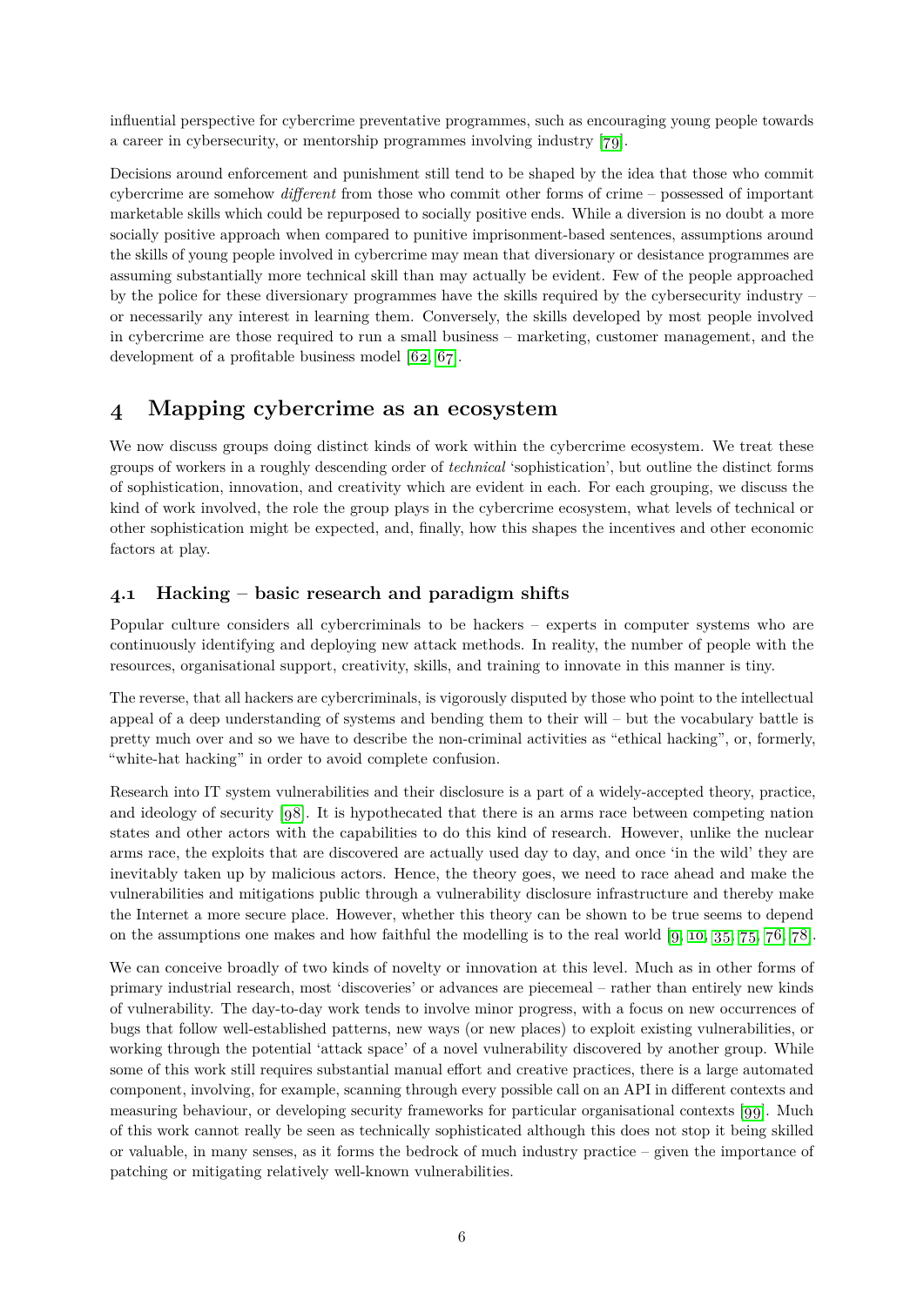influential perspective for cybercrime preventative programmes, such as encouraging young people towards a career in cybersecurity, or mentorship programmes involving industry [79].

Decisions around enforcement and punishment still tend to be shaped by the idea that those who commit cybercrime are somehow *different* from those who commit other forms of crime – possessed of important marketable skills which could be repurposed to socially positive ends. While a diversion is no doubt a more socially positive approach when compared to punitive imprisonment-based sentences, assumptions around the skills of young people involved in cybercrime may mean that diversionary or desistance programmes are assuming substantially more technical skill than may actually be evident. Few of the people approached by the police for these diversionary programmes have the skills required by the cybersecurity industry – or necessarily any interest in learning them. Conversely, the skills developed by most people involved in cybercrime are those required to run a small business – marketing, customer management, and the development of a profitable business model [62, 67].

# 4 Mapping cybercrime as an ecosystem

We now discuss groups doing distinct kinds of work within the cybercrime ecosystem. We treat these groups of workers in a roughly descending order of *technical* 'sophistication', but outline the distinct forms of sophistication, innovation, and creativity which are evident in each. For each grouping, we discuss the kind of work involved, the role the group plays in the cybercrime ecosystem, what levels of technical or other sophistication might be expected, and, finally, how this shapes the incentives and other economic factors at play.

## 4.1 Hacking – basic research and paradigm shifts

Popular culture considers all cybercriminals to be hackers – experts in computer systems who are continuously identifying and deploying new attack methods. In reality, the number of people with the resources, organisational support, creativity, skills, and training to innovate in this manner is tiny.

The reverse, that all hackers are cybercriminals, is vigorously disputed by those who point to the intellectual appeal of a deep understanding of systems and bending them to their will – but the vocabulary battle is pretty much over and so we have to describe the non-criminal activities as "ethical hacking", or, formerly, "white-hat hacking" in order to avoid complete confusion.

Research into IT system vulnerabilities and their disclosure is a part of a widely-accepted theory, practice, and ideology of security [98]. It is hypothecated that there is an arms race between competing nation states and other actors with the capabilities to do this kind of research. However, unlike the nuclear arms race, the exploits that are discovered are actually used day to day, and once 'in the wild' they are inevitably taken up by malicious actors. Hence, the theory goes, we need to race ahead and make the vulnerabilities and mitigations public through a vulnerability disclosure infrastructure and thereby make the Internet a more secure place. However, whether this theory can be shown to be true seems to depend on the assumptions one makes and how faithful the modelling is to the real world [9, 10, 35, 75, 76, 78].

We can conceive broadly of two kinds of novelty or innovation at this level. Much as in other forms of primary industrial research, most 'discoveries' or advances are piecemeal – rather than entirely new kinds of vulnerability. The day-to-day work tends to involve minor progress, with a focus on new occurrences of bugs that follow well-established patterns, new ways (or new places) to exploit existing vulnerabilities, or working through the potential 'attack space' of a novel vulnerability discovered by another group. While some of this work still requires substantial manual effort and creative practices, there is a large automated component, involving, for example, scanning through every possible call on an API in different contexts and measuring behaviour, or developing security frameworks for particular organisational contexts [99]. Much of this work cannot really be seen as technically sophisticated although this does not stop it being skilled or valuable, in many senses, as it forms the bedrock of much industry practice – given the importance of patching or mitigating relatively well-known vulnerabilities.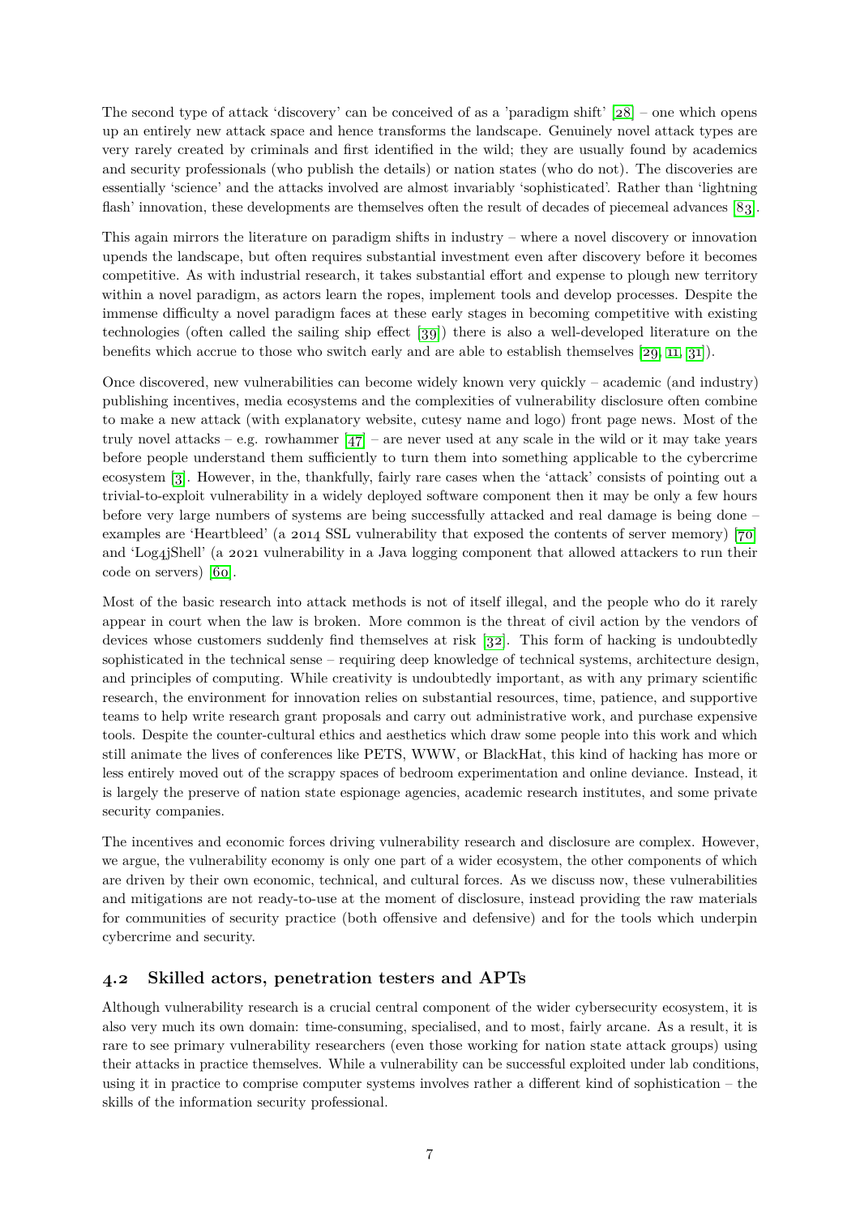The second type of attack 'discovery' can be conceived of as a 'paradigm shift' [28] – one which opens up an entirely new attack space and hence transforms the landscape. Genuinely novel attack types are very rarely created by criminals and first identified in the wild; they are usually found by academics and security professionals (who publish the details) or nation states (who do not). The discoveries are essentially 'science' and the attacks involved are almost invariably 'sophisticated'. Rather than 'lightning flash' innovation, these developments are themselves often the result of decades of piecemeal advances [83].

This again mirrors the literature on paradigm shifts in industry – where a novel discovery or innovation upends the landscape, but often requires substantial investment even after discovery before it becomes competitive. As with industrial research, it takes substantial effort and expense to plough new territory within a novel paradigm, as actors learn the ropes, implement tools and develop processes. Despite the immense difficulty a novel paradigm faces at these early stages in becoming competitive with existing technologies (often called the sailing ship effect [39]) there is also a well-developed literature on the benefits which accrue to those who switch early and are able to establish themselves [29, 11, 31]).

Once discovered, new vulnerabilities can become widely known very quickly – academic (and industry) publishing incentives, media ecosystems and the complexities of vulnerability disclosure often combine to make a new attack (with explanatory website, cutesy name and logo) front page news. Most of the truly novel attacks – e.g. rowhammer [47] – are never used at any scale in the wild or it may take years before people understand them sufficiently to turn them into something applicable to the cybercrime ecosystem [3]. However, in the, thankfully, fairly rare cases when the 'attack' consists of pointing out a trivial-to-exploit vulnerability in a widely deployed software component then it may be only a few hours before very large numbers of systems are being successfully attacked and real damage is being done – examples are 'Heartbleed' (a 2014 SSL vulnerability that exposed the contents of server memory) [70] and 'Log4jShell' (a 2021 vulnerability in a Java logging component that allowed attackers to run their code on servers) [60].

Most of the basic research into attack methods is not of itself illegal, and the people who do it rarely appear in court when the law is broken. More common is the threat of civil action by the vendors of devices whose customers suddenly find themselves at risk [32]. This form of hacking is undoubtedly sophisticated in the technical sense – requiring deep knowledge of technical systems, architecture design, and principles of computing. While creativity is undoubtedly important, as with any primary scientific research, the environment for innovation relies on substantial resources, time, patience, and supportive teams to help write research grant proposals and carry out administrative work, and purchase expensive tools. Despite the counter-cultural ethics and aesthetics which draw some people into this work and which still animate the lives of conferences like PETS, WWW, or BlackHat, this kind of hacking has more or less entirely moved out of the scrappy spaces of bedroom experimentation and online deviance. Instead, it is largely the preserve of nation state espionage agencies, academic research institutes, and some private security companies.

The incentives and economic forces driving vulnerability research and disclosure are complex. However, we argue, the vulnerability economy is only one part of a wider ecosystem, the other components of which are driven by their own economic, technical, and cultural forces. As we discuss now, these vulnerabilities and mitigations are not ready-to-use at the moment of disclosure, instead providing the raw materials for communities of security practice (both offensive and defensive) and for the tools which underpin cybercrime and security.

### 4.2 Skilled actors, penetration testers and APTs

Although vulnerability research is a crucial central component of the wider cybersecurity ecosystem, it is also very much its own domain: time-consuming, specialised, and to most, fairly arcane. As a result, it is rare to see primary vulnerability researchers (even those working for nation state attack groups) using their attacks in practice themselves. While a vulnerability can be successful exploited under lab conditions, using it in practice to comprise computer systems involves rather a different kind of sophistication – the skills of the information security professional.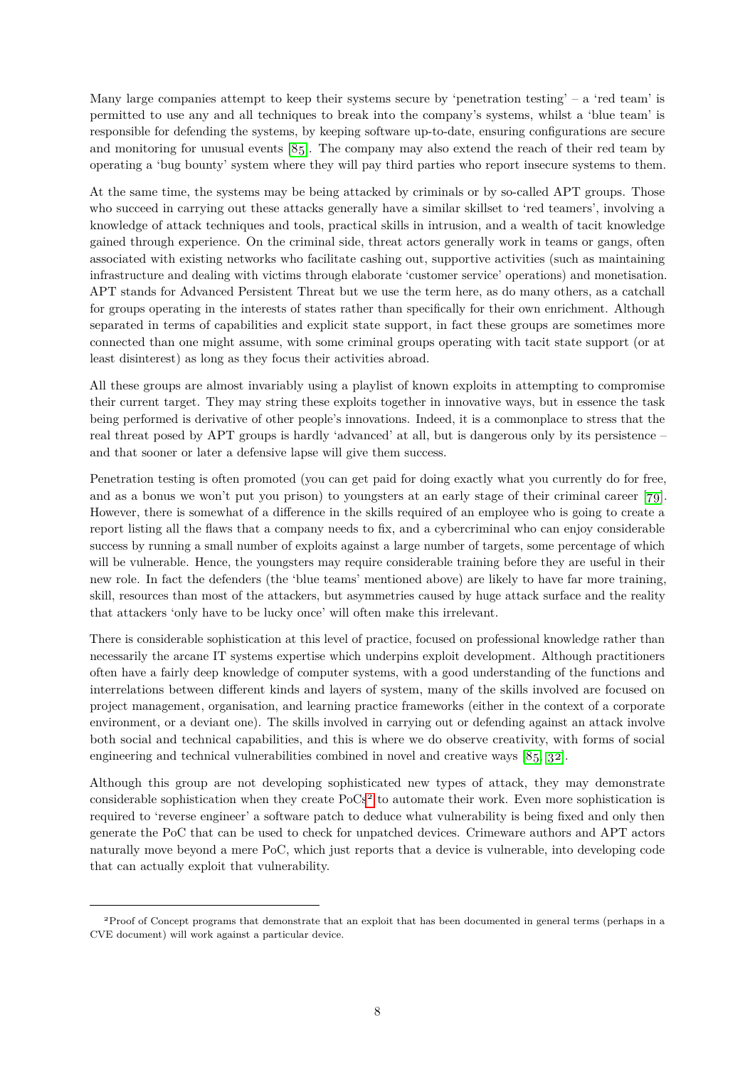Many large companies attempt to keep their systems secure by 'penetration testing' – a 'red team' is permitted to use any and all techniques to break into the company's systems, whilst a 'blue team' is responsible for defending the systems, by keeping software up-to-date, ensuring configurations are secure and monitoring for unusual events [85]. The company may also extend the reach of their red team by operating a 'bug bounty' system where they will pay third parties who report insecure systems to them.

At the same time, the systems may be being attacked by criminals or by so-called APT groups. Those who succeed in carrying out these attacks generally have a similar skillset to 'red teamers', involving a knowledge of attack techniques and tools, practical skills in intrusion, and a wealth of tacit knowledge gained through experience. On the criminal side, threat actors generally work in teams or gangs, often associated with existing networks who facilitate cashing out, supportive activities (such as maintaining infrastructure and dealing with victims through elaborate 'customer service' operations) and monetisation. APT stands for Advanced Persistent Threat but we use the term here, as do many others, as a catchall for groups operating in the interests of states rather than specifically for their own enrichment. Although separated in terms of capabilities and explicit state support, in fact these groups are sometimes more connected than one might assume, with some criminal groups operating with tacit state support (or at least disinterest) as long as they focus their activities abroad.

All these groups are almost invariably using a playlist of known exploits in attempting to compromise their current target. They may string these exploits together in innovative ways, but in essence the task being performed is derivative of other people's innovations. Indeed, it is a commonplace to stress that the real threat posed by APT groups is hardly 'advanced' at all, but is dangerous only by its persistence – and that sooner or later a defensive lapse will give them success.

Penetration testing is often promoted (you can get paid for doing exactly what you currently do for free, and as a bonus we won't put you prison) to youngsters at an early stage of their criminal career [79]. However, there is somewhat of a difference in the skills required of an employee who is going to create a report listing all the flaws that a company needs to fix, and a cybercriminal who can enjoy considerable success by running a small number of exploits against a large number of targets, some percentage of which will be vulnerable. Hence, the youngsters may require considerable training before they are useful in their new role. In fact the defenders (the 'blue teams' mentioned above) are likely to have far more training, skill, resources than most of the attackers, but asymmetries caused by huge attack surface and the reality that attackers 'only have to be lucky once' will often make this irrelevant.

There is considerable sophistication at this level of practice, focused on professional knowledge rather than necessarily the arcane IT systems expertise which underpins exploit development. Although practitioners often have a fairly deep knowledge of computer systems, with a good understanding of the functions and interrelations between different kinds and layers of system, many of the skills involved are focused on project management, organisation, and learning practice frameworks (either in the context of a corporate environment, or a deviant one). The skills involved in carrying out or defending against an attack involve both social and technical capabilities, and this is where we do observe creativity, with forms of social engineering and technical vulnerabilities combined in novel and creative ways [85, 32].

Although this group are not developing sophisticated new types of attack, they may demonstrate considerable sophistication when they create PoCs[2] to automate their work. Even more sophistication is required to 'reverse engineer' a software patch to deduce what vulnerability is being fixed and only then generate the PoC that can be used to check for unpatched devices. Crimeware authors and APT actors naturally move beyond a mere PoC, which just reports that a device is vulnerable, into developing code that can actually exploit that vulnerability.

---

[2] Proof of Concept programs that demonstrate that an exploit that has been documented in general terms (perhaps in a CVE document) will work against a particular device.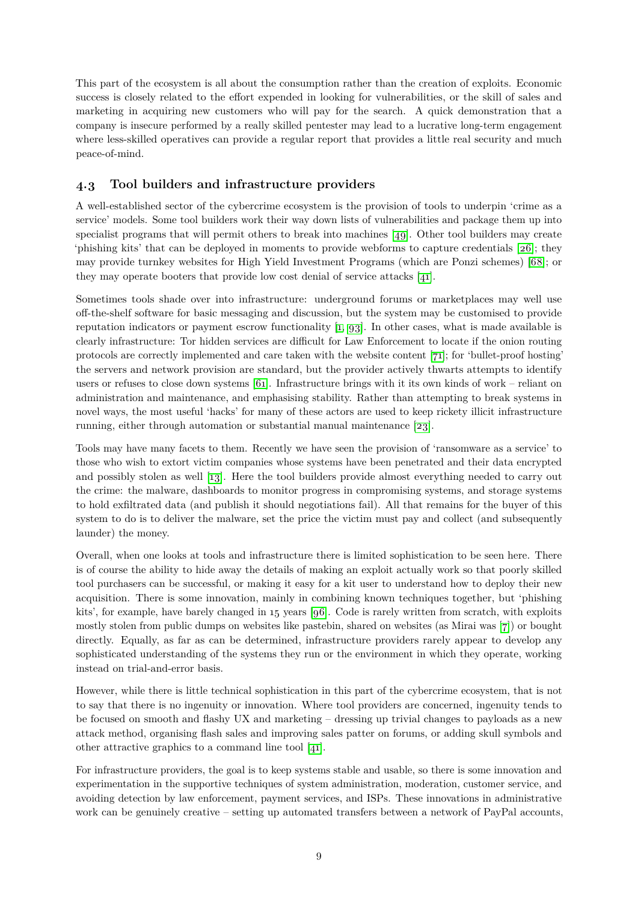This part of the ecosystem is all about the consumption rather than the creation of exploits. Economic success is closely related to the effort expended in looking for vulnerabilities, or the skill of sales and marketing in acquiring new customers who will pay for the search. A quick demonstration that a company is insecure performed by a really skilled pentester may lead to a lucrative long-term engagement where less-skilled operatives can provide a regular report that provides a little real security and much peace-of-mind.

## 4.3 Tool builders and infrastructure providers

A well-established sector of the cybercrime ecosystem is the provision of tools to underpin 'crime as a service' models. Some tool builders work their way down lists of vulnerabilities and package them up into specialist programs that will permit others to break into machines [49]. Other tool builders may create 'phishing kits' that can be deployed in moments to provide webforms to capture credentials [26]; they may provide turnkey websites for High Yield Investment Programs (which are Ponzi schemes) [68]; or they may operate booters that provide low cost denial of service attacks [41].

Sometimes tools shade over into infrastructure: underground forums or marketplaces may well use off-the-shelf software for basic messaging and discussion, but the system may be customised to provide reputation indicators or payment escrow functionality [1, 93]. In other cases, what is made available is clearly infrastructure: Tor hidden services are difficult for Law Enforcement to locate if the onion routing protocols are correctly implemented and care taken with the website content [71]; for 'bullet-proof hosting' the servers and network provision are standard, but the provider actively thwarts attempts to identify users or refuses to close down systems [61]. Infrastructure brings with it its own kinds of work – reliant on administration and maintenance, and emphasising stability. Rather than attempting to break systems in novel ways, the most useful 'hacks' for many of these actors are used to keep rickety illicit infrastructure running, either through automation or substantial manual maintenance [23].

Tools may have many facets to them. Recently we have seen the provision of 'ransomware as a service' to those who wish to extort victim companies whose systems have been penetrated and their data encrypted and possibly stolen as well [13]. Here the tool builders provide almost everything needed to carry out the crime: the malware, dashboards to monitor progress in compromising systems, and storage systems to hold exfiltrated data (and publish it should negotiations fail). All that remains for the buyer of this system to do is to deliver the malware, set the price the victim must pay and collect (and subsequently launder) the money.

Overall, when one looks at tools and infrastructure there is limited sophistication to be seen here. There is of course the ability to hide away the details of making an exploit actually work so that poorly skilled tool purchasers can be successful, or making it easy for a kit user to understand how to deploy their new acquisition. There is some innovation, mainly in combining known techniques together, but 'phishing kits', for example, have barely changed in 15 years [96]. Code is rarely written from scratch, with exploits mostly stolen from public dumps on websites like pastebin, shared on websites (as Mirai was [7]) or bought directly. Equally, as far as can be determined, infrastructure providers rarely appear to develop any sophisticated understanding of the systems they run or the environment in which they operate, working instead on trial-and-error basis.

However, while there is little technical sophistication in this part of the cybercrime ecosystem, that is not to say that there is no ingenuity or innovation. Where tool providers are concerned, ingenuity tends to be focused on smooth and flashy UX and marketing – dressing up trivial changes to payloads as a new attack method, organising flash sales and improving sales patter on forums, or adding skull symbols and other attractive graphics to a command line tool [41].

For infrastructure providers, the goal is to keep systems stable and usable, so there is some innovation and experimentation in the supportive techniques of system administration, moderation, customer service, and avoiding detection by law enforcement, payment services, and ISPs. These innovations in administrative work can be genuinely creative – setting up automated transfers between a network of PayPal accounts,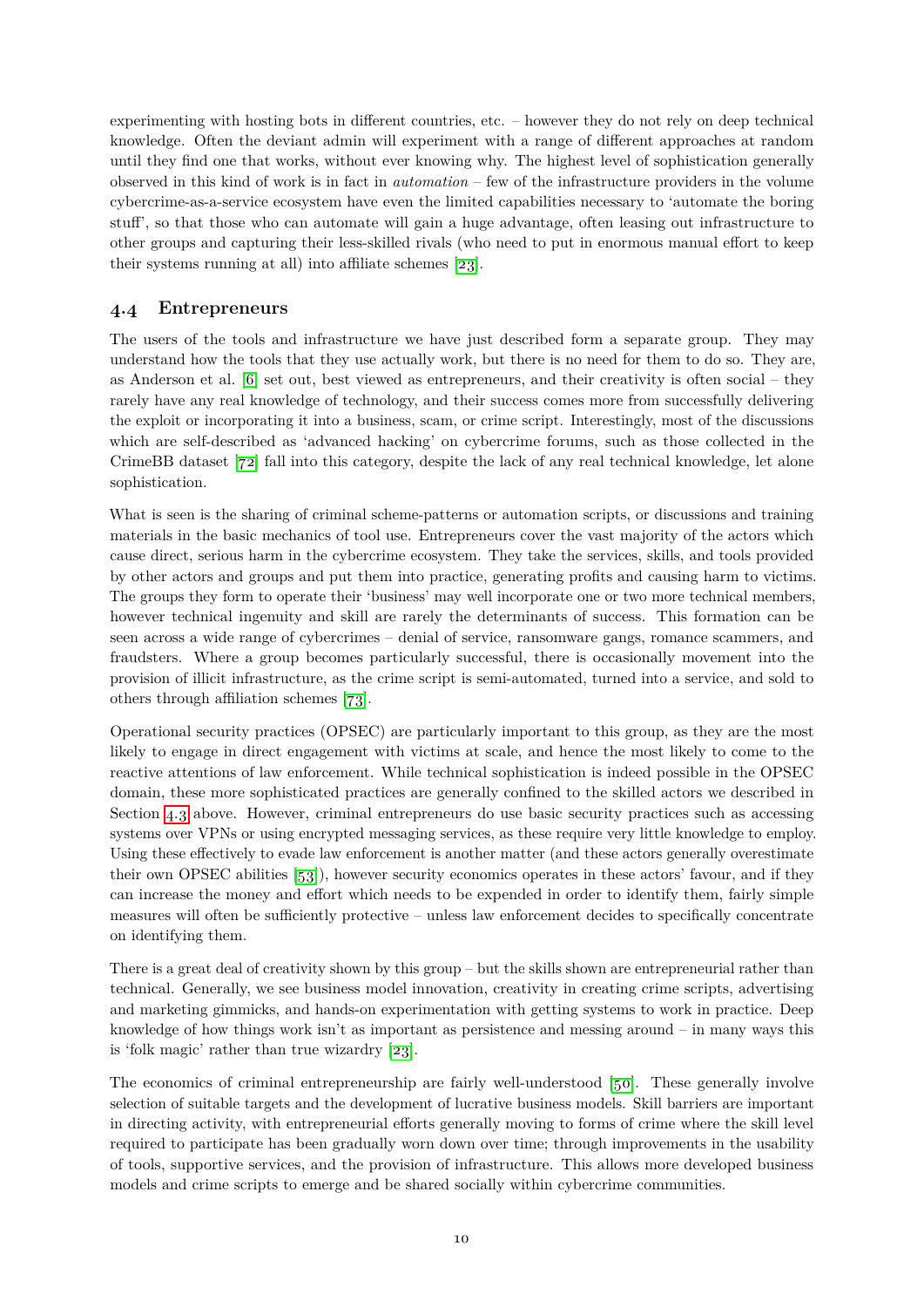experimenting with hosting bots in different countries, etc. – however they do not rely on deep technical knowledge. Often the deviant admin will experiment with a range of different approaches at random until they find one that works, without ever knowing why. The highest level of sophistication generally observed in this kind of work is in fact in *automation* – few of the infrastructure providers in the volume cybercrime-as-a-service ecosystem have even the limited capabilities necessary to 'automate the boring stuff', so that those who can automate will gain a huge advantage, often leasing out infrastructure to other groups and capturing their less-skilled rivals (who need to put in enormous manual effort to keep their systems running at all) into affiliate schemes [23].

## 4.4 Entrepreneurs

The users of the tools and infrastructure we have just described form a separate group. They may understand how the tools that they use actually work, but there is no need for them to do so. They are, as Anderson et al. [6] set out, best viewed as entrepreneurs, and their creativity is often social – they rarely have any real knowledge of technology, and their success comes more from successfully delivering the exploit or incorporating it into a business, scam, or crime script. Interestingly, most of the discussions which are self-described as 'advanced hacking' on cybercrime forums, such as those collected in the CrimeBB dataset [72] fall into this category, despite the lack of any real technical knowledge, let alone sophistication.

What is seen is the sharing of criminal scheme-patterns or automation scripts, or discussions and training materials in the basic mechanics of tool use. Entrepreneurs cover the vast majority of the actors which cause direct, serious harm in the cybercrime ecosystem. They take the services, skills, and tools provided by other actors and groups and put them into practice, generating profits and causing harm to victims. The groups they form to operate their 'business' may well incorporate one or two more technical members, however technical ingenuity and skill are rarely the determinants of success. This formation can be seen across a wide range of cybercrimes – denial of service, ransomware gangs, romance scammers, and fraudsters. Where a group becomes particularly successful, there is occasionally movement into the provision of illicit infrastructure, as the crime script is semi-automated, turned into a service, and sold to others through affiliation schemes [73].

Operational security practices (OPSEC) are particularly important to this group, as they are the most likely to engage in direct engagement with victims at scale, and hence the most likely to come to the reactive attentions of law enforcement. While technical sophistication is indeed possible in the OPSEC domain, these more sophisticated practices are generally confined to the skilled actors we described in Section 4.3 above. However, criminal entrepreneurs do use basic security practices such as accessing systems over VPNs or using encrypted messaging services, as these require very little knowledge to employ. Using these effectively to evade law enforcement is another matter (and these actors generally overestimate their own OPSEC abilities [53]), however security economics operates in these actors' favour, and if they can increase the money and effort which needs to be expended in order to identify them, fairly simple measures will often be sufficiently protective – unless law enforcement decides to specifically concentrate on identifying them.

There is a great deal of creativity shown by this group – but the skills shown are entrepreneurial rather than technical. Generally, we see business model innovation, creativity in creating crime scripts, advertising and marketing gimmicks, and hands-on experimentation with getting systems to work in practice. Deep knowledge of how things work isn't as important as persistence and messing around – in many ways this is 'folk magic' rather than true wizardry [23].

The economics of criminal entrepreneurship are fairly well-understood [50]. These generally involve selection of suitable targets and the development of lucrative business models. Skill barriers are important in directing activity, with entrepreneurial efforts generally moving to forms of crime where the skill level required to participate has been gradually worn down over time; through improvements in the usability of tools, supportive services, and the provision of infrastructure. This allows more developed business models and crime scripts to emerge and be shared socially within cybercrime communities.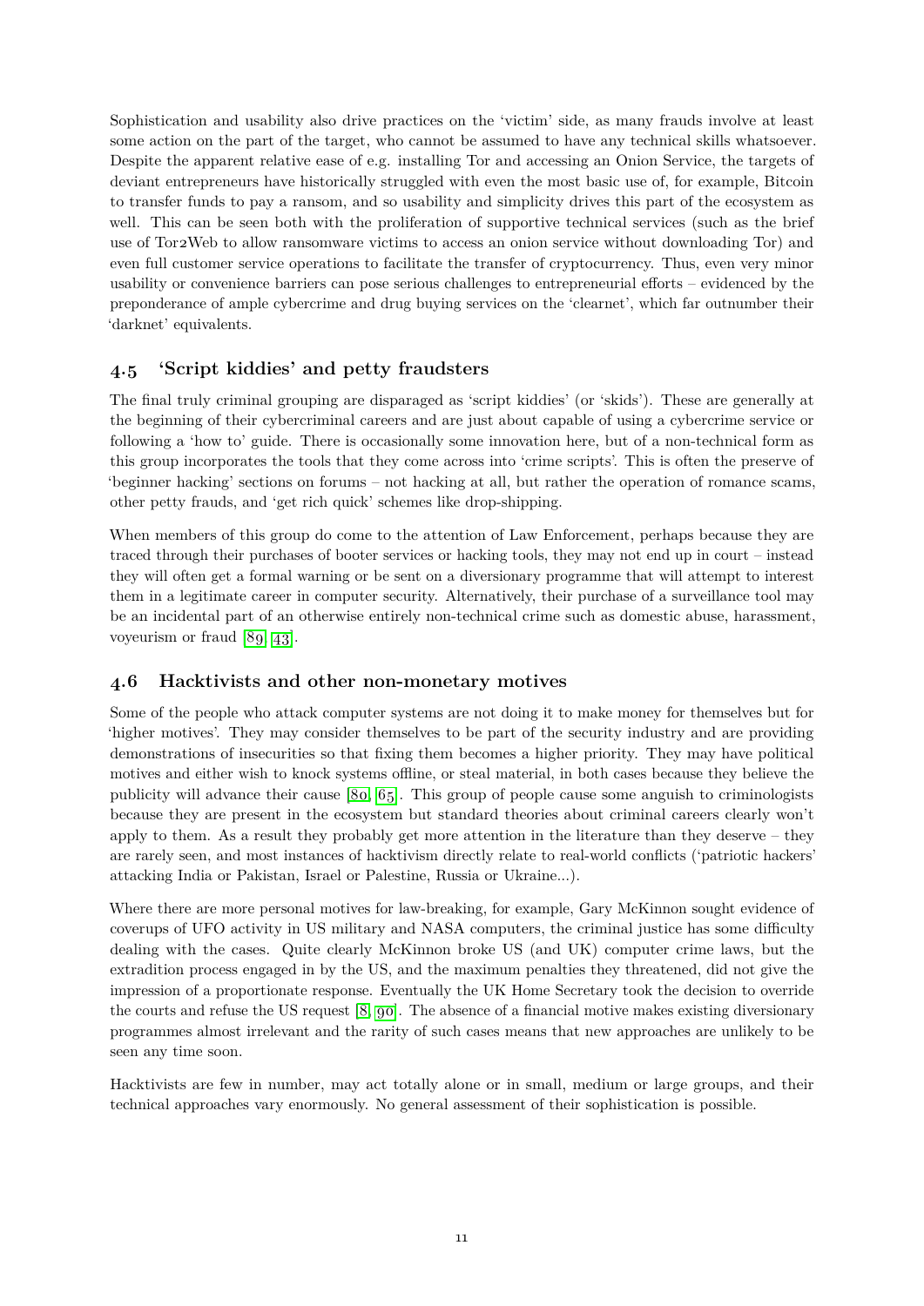Sophistication and usability also drive practices on the 'victim' side, as many frauds involve at least some action on the part of the target, who cannot be assumed to have any technical skills whatsoever. Despite the apparent relative ease of e.g. installing Tor and accessing an Onion Service, the targets of deviant entrepreneurs have historically struggled with even the most basic use of, for example, Bitcoin to transfer funds to pay a ransom, and so usability and simplicity drives this part of the ecosystem as well. This can be seen both with the proliferation of supportive technical services (such as the brief use of Tor2Web to allow ransomware victims to access an onion service without downloading Tor) and even full customer service operations to facilitate the transfer of cryptocurrency. Thus, even very minor usability or convenience barriers can pose serious challenges to entrepreneurial efforts – evidenced by the preponderance of ample cybercrime and drug buying services on the 'clearnet', which far outnumber their 'darknet' equivalents.

## 4.5 'Script kiddies' and petty fraudsters

The final truly criminal grouping are disparaged as 'script kiddies' (or 'skids'). These are generally at the beginning of their cybercriminal careers and are just about capable of using a cybercrime service or following a 'how to' guide. There is occasionally some innovation here, but of a non-technical form as this group incorporates the tools that they come across into 'crime scripts'. This is often the preserve of 'beginner hacking' sections on forums – not hacking at all, but rather the operation of romance scams, other petty frauds, and 'get rich quick' schemes like drop-shipping.

When members of this group do come to the attention of Law Enforcement, perhaps because they are traced through their purchases of booter services or hacking tools, they may not end up in court – instead they will often get a formal warning or be sent on a diversionary programme that will attempt to interest them in a legitimate career in computer security. Alternatively, their purchase of a surveillance tool may be an incidental part of an otherwise entirely non-technical crime such as domestic abuse, harassment, voyeurism or fraud [89, 43].

## 4.6 Hacktivists and other non-monetary motives

Some of the people who attack computer systems are not doing it to make money for themselves but for 'higher motives'. They may consider themselves to be part of the security industry and are providing demonstrations of insecurities so that fixing them becomes a higher priority. They may have political motives and either wish to knock systems offline, or steal material, in both cases because they believe the publicity will advance their cause [80, 65]. This group of people cause some anguish to criminologists because they are present in the ecosystem but standard theories about criminal careers clearly won't apply to them. As a result they probably get more attention in the literature than they deserve – they are rarely seen, and most instances of hacktivism directly relate to real-world conflicts ('patriotic hackers' attacking India or Pakistan, Israel or Palestine, Russia or Ukraine...).

Where there are more personal motives for law-breaking, for example, Gary McKinnon sought evidence of coverups of UFO activity in US military and NASA computers, the criminal justice has some difficulty dealing with the cases. Quite clearly McKinnon broke US (and UK) computer crime laws, but the extradition process engaged in by the US, and the maximum penalties they threatened, did not give the impression of a proportionate response. Eventually the UK Home Secretary took the decision to override the courts and refuse the US request [8, 90]. The absence of a financial motive makes existing diversionary programmes almost irrelevant and the rarity of such cases means that new approaches are unlikely to be seen any time soon.

Hacktivists are few in number, may act totally alone or in small, medium or large groups, and their technical approaches vary enormously. No general assessment of their sophistication is possible.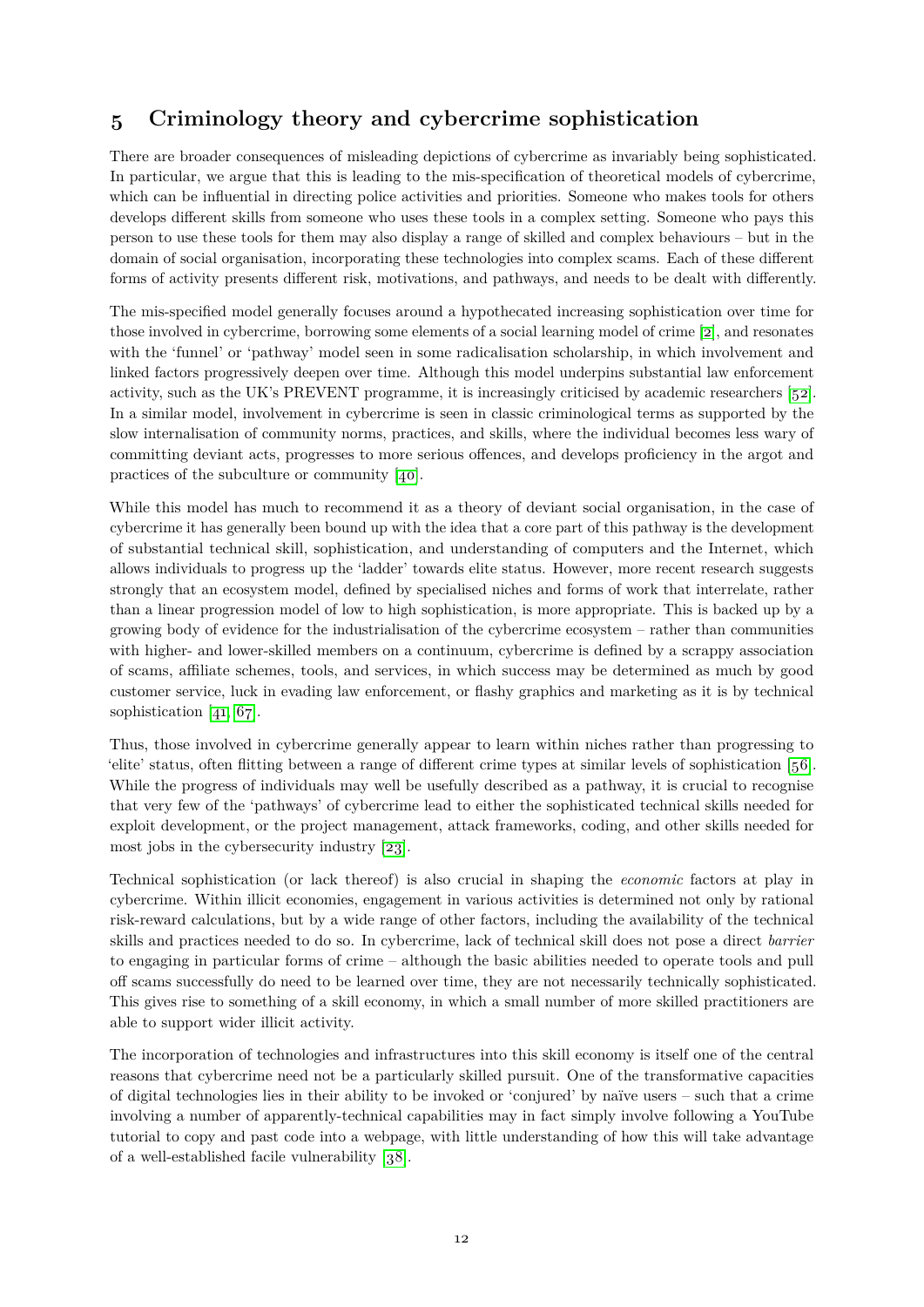## 5 Criminology theory and cybercrime sophistication

There are broader consequences of misleading depictions of cybercrime as invariably being sophisticated. In particular, we argue that this is leading to the mis-specification of theoretical models of cybercrime, which can be influential in directing police activities and priorities. Someone who makes tools for others develops different skills from someone who uses these tools in a complex setting. Someone who pays this person to use these tools for them may also display a range of skilled and complex behaviours – but in the domain of social organisation, incorporating these technologies into complex scams. Each of these different forms of activity presents different risk, motivations, and pathways, and needs to be dealt with differently.

The mis-specified model generally focuses around a hypothecated increasing sophistication over time for those involved in cybercrime, borrowing some elements of a social learning model of crime [2], and resonates with the 'funnel' or 'pathway' model seen in some radicalisation scholarship, in which involvement and linked factors progressively deepen over time. Although this model underpins substantial law enforcement activity, such as the UK's PREVENT programme, it is increasingly criticised by academic researchers [52]. In a similar model, involvement in cybercrime is seen in classic criminological terms as supported by the slow internalisation of community norms, practices, and skills, where the individual becomes less wary of committing deviant acts, progresses to more serious offences, and develops proficiency in the argot and practices of the subculture or community [40].

While this model has much to recommend it as a theory of deviant social organisation, in the case of cybercrime it has generally been bound up with the idea that a core part of this pathway is the development of substantial technical skill, sophistication, and understanding of computers and the Internet, which allows individuals to progress up the 'ladder' towards elite status. However, more recent research suggests strongly that an ecosystem model, defined by specialised niches and forms of work that interrelate, rather than a linear progression model of low to high sophistication, is more appropriate. This is backed up by a growing body of evidence for the industrialisation of the cybercrime ecosystem – rather than communities with higher- and lower-skilled members on a continuum, cybercrime is defined by a scrappy association of scams, affiliate schemes, tools, and services, in which success may be determined as much by good customer service, luck in evading law enforcement, or flashy graphics and marketing as it is by technical sophistication [41, 67].

Thus, those involved in cybercrime generally appear to learn within niches rather than progressing to 'elite' status, often flitting between a range of different crime types at similar levels of sophistication [56]. While the progress of individuals may well be usefully described as a pathway, it is crucial to recognise that very few of the 'pathways' of cybercrime lead to either the sophisticated technical skills needed for exploit development, or the project management, attack frameworks, coding, and other skills needed for most jobs in the cybersecurity industry [23].

Technical sophistication (or lack thereof) is also crucial in shaping the *economic* factors at play in cybercrime. Within illicit economies, engagement in various activities is determined not only by rational risk-reward calculations, but by a wide range of other factors, including the availability of the technical skills and practices needed to do so. In cybercrime, lack of technical skill does not pose a direct *barrier* to engaging in particular forms of crime – although the basic abilities needed to operate tools and pull off scams successfully do need to be learned over time, they are not necessarily technically sophisticated. This gives rise to something of a skill economy, in which a small number of more skilled practitioners are able to support wider illicit activity.

The incorporation of technologies and infrastructures into this skill economy is itself one of the central reasons that cybercrime need not be a particularly skilled pursuit. One of the transformative capacities of digital technologies lies in their ability to be invoked or 'conjured' by naïve users – such that a crime involving a number of apparently-technical capabilities may in fact simply involve following a YouTube tutorial to copy and past code into a webpage, with little understanding of how this will take advantage of a well-established facile vulnerability [38].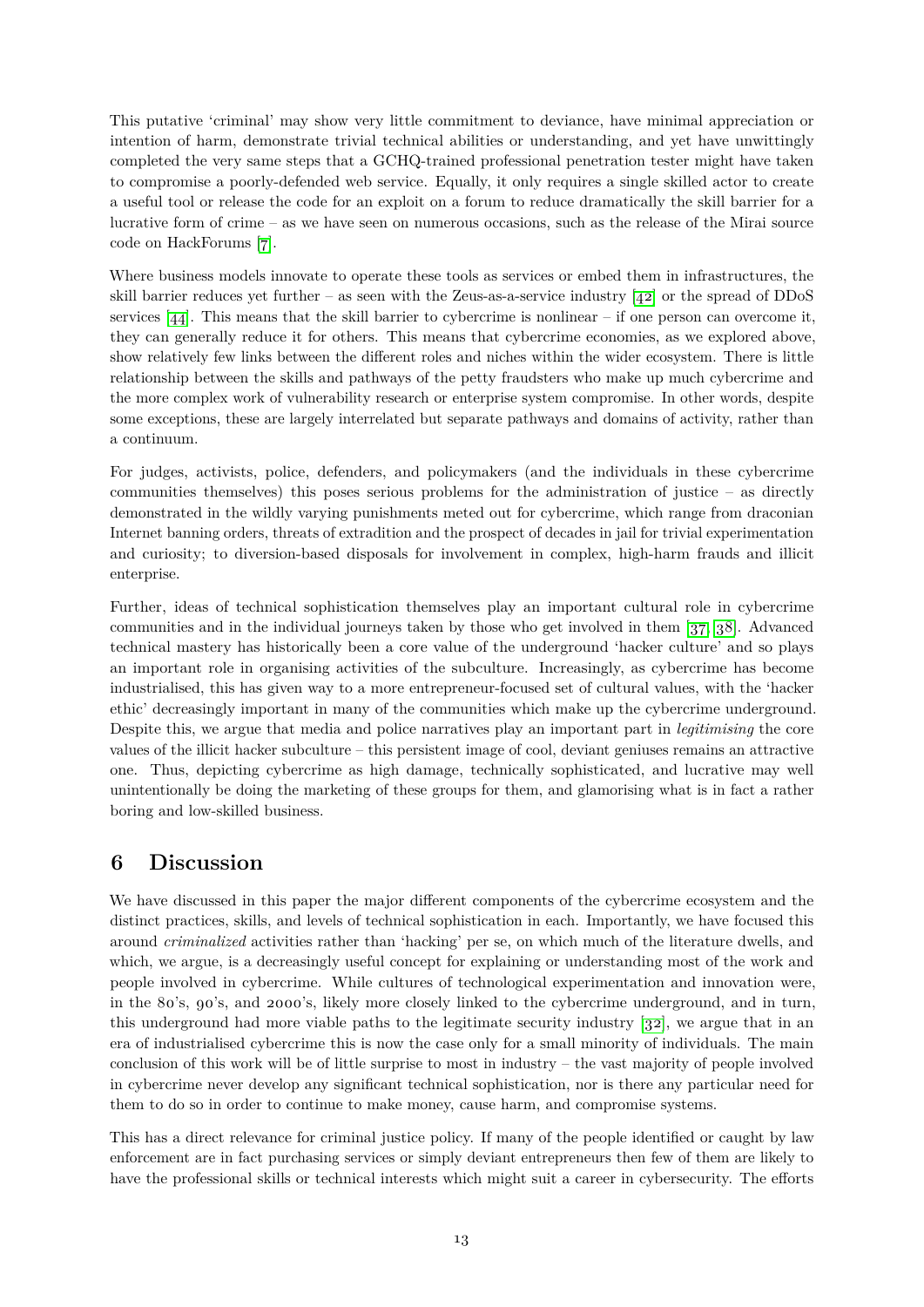This putative 'criminal' may show very little commitment to deviance, have minimal appreciation or intention of harm, demonstrate trivial technical abilities or understanding, and yet have unwittingly completed the very same steps that a GCHQ-trained professional penetration tester might have taken to compromise a poorly-defended web service. Equally, it only requires a single skilled actor to create a useful tool or release the code for an exploit on a forum to reduce dramatically the skill barrier for a lucrative form of crime – as we have seen on numerous occasions, such as the release of the Mirai source code on HackForums [7].

Where business models innovate to operate these tools as services or embed them in infrastructures, the skill barrier reduces yet further – as seen with the Zeus-as-a-service industry [42] or the spread of DDoS services [44]. This means that the skill barrier to cybercrime is nonlinear – if one person can overcome it, they can generally reduce it for others. This means that cybercrime economies, as we explored above, show relatively few links between the different roles and niches within the wider ecosystem. There is little relationship between the skills and pathways of the petty fraudsters who make up much cybercrime and the more complex work of vulnerability research or enterprise system compromise. In other words, despite some exceptions, these are largely interrelated but separate pathways and domains of activity, rather than a continuum.

For judges, activists, police, defenders, and policymakers (and the individuals in these cybercrime communities themselves) this poses serious problems for the administration of justice – as directly demonstrated in the wildly varying punishments meted out for cybercrime, which range from draconian Internet banning orders, threats of extradition and the prospect of decades in jail for trivial experimentation and curiosity; to diversion-based disposals for involvement in complex, high-harm frauds and illicit enterprise.

Further, ideas of technical sophistication themselves play an important cultural role in cybercrime communities and in the individual journeys taken by those who get involved in them [37, 38]. Advanced technical mastery has historically been a core value of the underground 'hacker culture' and so plays an important role in organising activities of the subculture. Increasingly, as cybercrime has become industrialised, this has given way to a more entrepreneur-focused set of cultural values, with the 'hacker ethic' decreasingly important in many of the communities which make up the cybercrime underground. Despite this, we argue that media and police narratives play an important part in *legitimising* the core values of the illicit hacker subculture – this persistent image of cool, deviant geniuses remains an attractive one. Thus, depicting cybercrime as high damage, technically sophisticated, and lucrative may well unintentionally be doing the marketing of these groups for them, and glamorising what is in fact a rather boring and low-skilled business.

## 6 Discussion

We have discussed in this paper the major different components of the cybercrime ecosystem and the distinct practices, skills, and levels of technical sophistication in each. Importantly, we have focused this around *criminalized* activities rather than 'hacking' per se, on which much of the literature dwells, and which, we argue, is a decreasingly useful concept for explaining or understanding most of the work and people involved in cybercrime. While cultures of technological experimentation and innovation were, in the 80's, 90's, and 2000's, likely more closely linked to the cybercrime underground, and in turn, this underground had more viable paths to the legitimate security industry [32], we argue that in an era of industrialised cybercrime this is now the case only for a small minority of individuals. The main conclusion of this work will be of little surprise to most in industry – the vast majority of people involved in cybercrime never develop any significant technical sophistication, nor is there any particular need for them to do so in order to continue to make money, cause harm, and compromise systems.

This has a direct relevance for criminal justice policy. If many of the people identified or caught by law enforcement are in fact purchasing services or simply deviant entrepreneurs then few of them are likely to have the professional skills or technical interests which might suit a career in cybersecurity. The efforts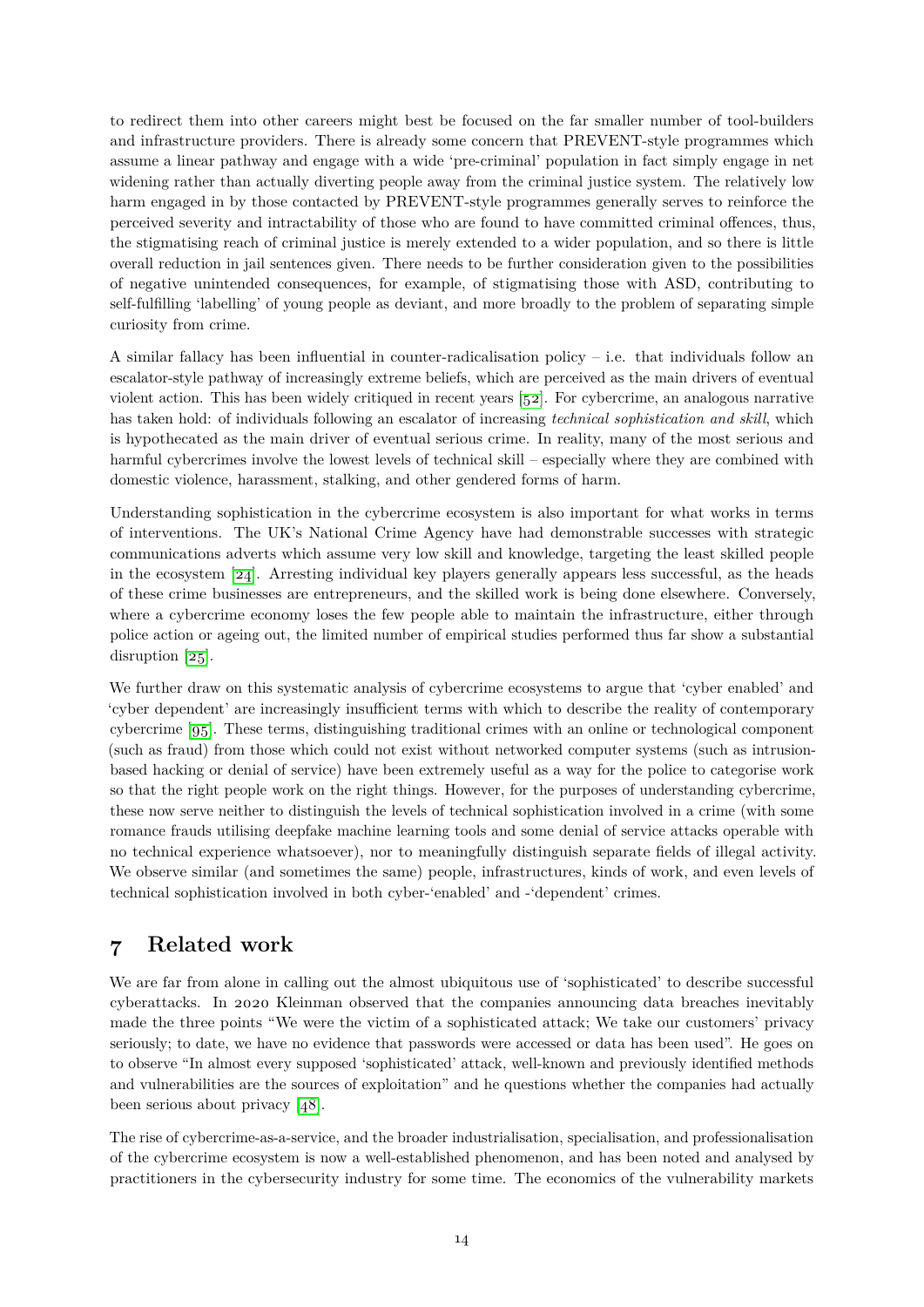to redirect them into other careers might best be focused on the far smaller number of tool-builders and infrastructure providers. There is already some concern that PREVENT-style programmes which assume a linear pathway and engage with a wide 'pre-criminal' population in fact simply engage in net widening rather than actually diverting people away from the criminal justice system. The relatively low harm engaged in by those contacted by PREVENT-style programmes generally serves to reinforce the perceived severity and intractability of those who are found to have committed criminal offences, thus, the stigmatising reach of criminal justice is merely extended to a wider population, and so there is little overall reduction in jail sentences given. There needs to be further consideration given to the possibilities of negative unintended consequences, for example, of stigmatising those with ASD, contributing to self-fulfilling 'labelling' of young people as deviant, and more broadly to the problem of separating simple curiosity from crime.

A similar fallacy has been influential in counter-radicalisation policy – i.e. that individuals follow an escalator-style pathway of increasingly extreme beliefs, which are perceived as the main drivers of eventual violent action. This has been widely critiqued in recent years [52]. For cybercrime, an analogous narrative has taken hold: of individuals following an escalator of increasing *technical sophistication and skill*, which is hypothecated as the main driver of eventual serious crime. In reality, many of the most serious and harmful cybercrimes involve the lowest levels of technical skill – especially where they are combined with domestic violence, harassment, stalking, and other gendered forms of harm.

Understanding sophistication in the cybercrime ecosystem is also important for what works in terms of interventions. The UK's National Crime Agency have had demonstrable successes with strategic communications adverts which assume very low skill and knowledge, targeting the least skilled people in the ecosystem [24]. Arresting individual key players generally appears less successful, as the heads of these crime businesses are entrepreneurs, and the skilled work is being done elsewhere. Conversely, where a cybercrime economy loses the few people able to maintain the infrastructure, either through police action or ageing out, the limited number of empirical studies performed thus far show a substantial disruption [25].

We further draw on this systematic analysis of cybercrime ecosystems to argue that 'cyber enabled' and 'cyber dependent' are increasingly insufficient terms with which to describe the reality of contemporary cybercrime [95]. These terms, distinguishing traditional crimes with an online or technological component (such as fraud) from those which could not exist without networked computer systems (such as intrusion-based hacking or denial of service) have been extremely useful as a way for the police to categorise work so that the right people work on the right things. However, for the purposes of understanding cybercrime, these now serve neither to distinguish the levels of technical sophistication involved in a crime (with some romance frauds utilising deepfake machine learning tools and some denial of service attacks operable with no technical experience whatsoever), nor to meaningfully distinguish separate fields of illegal activity. We observe similar (and sometimes the same) people, infrastructures, kinds of work, and even levels of technical sophistication involved in both cyber-'enabled' and -'dependent' crimes.

## 7 Related work

We are far from alone in calling out the almost ubiquitous use of 'sophisticated' to describe successful cyberattacks. In 2020 Kleinman observed that the companies announcing data breaches inevitably made the three points "We were the victim of a sophisticated attack; We take our customers' privacy seriously; to date, we have no evidence that passwords were accessed or data has been used". He goes on to observe "In almost every supposed 'sophisticated' attack, well-known and previously identified methods and vulnerabilities are the sources of exploitation" and he questions whether the companies had actually been serious about privacy [48].

The rise of cybercrime-as-a-service, and the broader industrialisation, specialisation, and professionalisation of the cybercrime ecosystem is now a well-established phenomenon, and has been noted and analysed by practitioners in the cybersecurity industry for some time. The economics of the vulnerability markets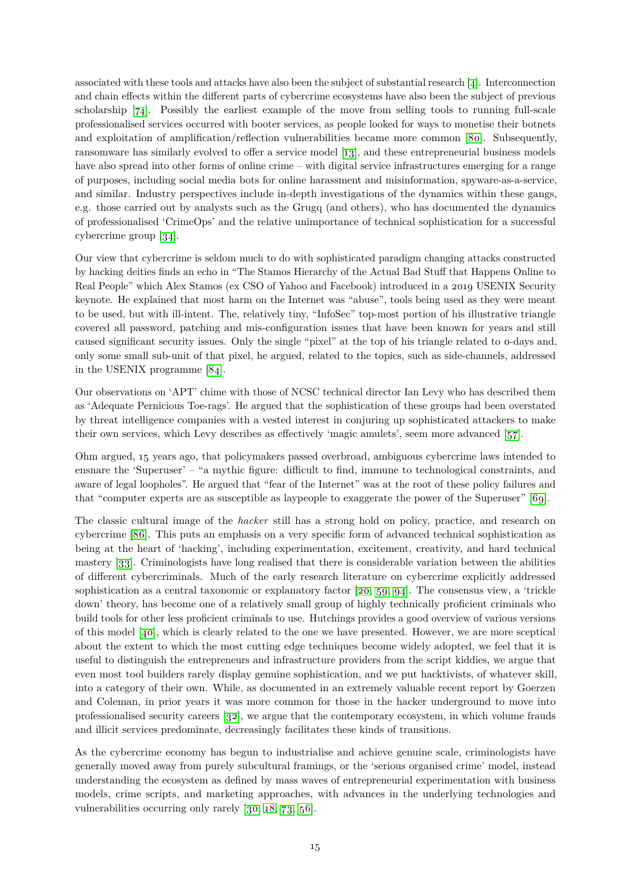associated with these tools and attacks have also been the subject of substantial research [4]. Interconnection and chain effects within the different parts of cybercrime ecosystems have also been the subject of previous scholarship [74]. Possibly the earliest example of the move from selling tools to running full-scale professionalised services occurred with booter services, as people looked for ways to monetise their botnets and exploitation of amplification/reflection vulnerabilities became more common [80]. Subsequently, ransomware has similarly evolved to offer a service model [13], and these entrepreneurial business models have also spread into other forms of online crime – with digital service infrastructures emerging for a range of purposes, including social media bots for online harassment and misinformation, spyware-as-a-service, and similar. Industry perspectives include in-depth investigations of the dynamics within these gangs, e.g. those carried out by analysts such as the Grugq (and others), who has documented the dynamics of professionalised 'CrimeOps' and the relative unimportance of technical sophistication for a successful cybercrime group [34].

Our view that cybercrime is seldom much to do with sophisticated paradigm changing attacks constructed by hacking deities finds an echo in "The Stamos Hierarchy of the Actual Bad Stuff that Happens Online to Real People" which Alex Stamos (ex CSO of Yahoo and Facebook) introduced in a 2019 USENIX Security keynote. He explained that most harm on the Internet was "abuse", tools being used as they were meant to be used, but with ill-intent. The, relatively tiny, "InfoSec" top-most portion of his illustrative triangle covered all password, patching and mis-configuration issues that have been known for years and still caused significant security issues. Only the single "pixel" at the top of his triangle related to 0-days and, only some small sub-unit of that pixel, he argued, related to the topics, such as side-channels, addressed in the USENIX programme [84].

Our observations on 'APT' chime with those of NCSC technical director Ian Levy who has described them as 'Adequate Pernicious Toe-rags'. He argued that the sophistication of these groups had been overstated by threat intelligence companies with a vested interest in conjuring up sophisticated attackers to make their own services, which Levy describes as effectively 'magic amulets', seem more advanced [57].

Ohm argued, 15 years ago, that policymakers passed overbroad, ambiguous cybercrime laws intended to ensnare the 'Superuser' – "a mythic figure: difficult to find, immune to technological constraints, and aware of legal loopholes". He argued that "fear of the Internet" was at the root of these policy failures and that "computer experts are as susceptible as laypeople to exaggerate the power of the Superuser" [69].

The classic cultural image of the *hacker* still has a strong hold on policy, practice, and research on cybercrime [86]. This puts an emphasis on a very specific form of advanced technical sophistication as being at the heart of 'hacking', including experimentation, excitement, creativity, and hard technical mastery [33]. Criminologists have long realised that there is considerable variation between the abilities of different cybercriminals. Much of the early research literature on cybercrime explicitly addressed sophistication as a central taxonomic or explanatory factor [20, 59, 94]. The consensus view, a 'trickle down' theory, has become one of a relatively small group of highly technically proficient criminals who build tools for other less proficient criminals to use. Hutchings provides a good overview of various versions of this model [40], which is clearly related to the one we have presented. However, we are more sceptical about the extent to which the most cutting edge techniques become widely adopted, we feel that it is useful to distinguish the entrepreneurs and infrastructure providers from the script kiddies, we argue that even most tool builders rarely display genuine sophistication, and we put hacktivists, of whatever skill, into a category of their own. While, as documented in an extremely valuable recent report by Goerzen and Coleman, in prior years it was more common for those in the hacker underground to move into professionalised security careers [32], we argue that the contemporary ecosystem, in which volume frauds and illicit services predominate, decreasingly facilitates these kinds of transitions.

As the cybercrime economy has begun to industrialise and achieve genuine scale, criminologists have generally moved away from purely subcultural framings, or the 'serious organised crime' model, instead understanding the ecosystem as defined by mass waves of entrepreneurial experimentation with business models, crime scripts, and marketing approaches, with advances in the underlying technologies and vulnerabilities occurring only rarely [30, 18, 73, 56].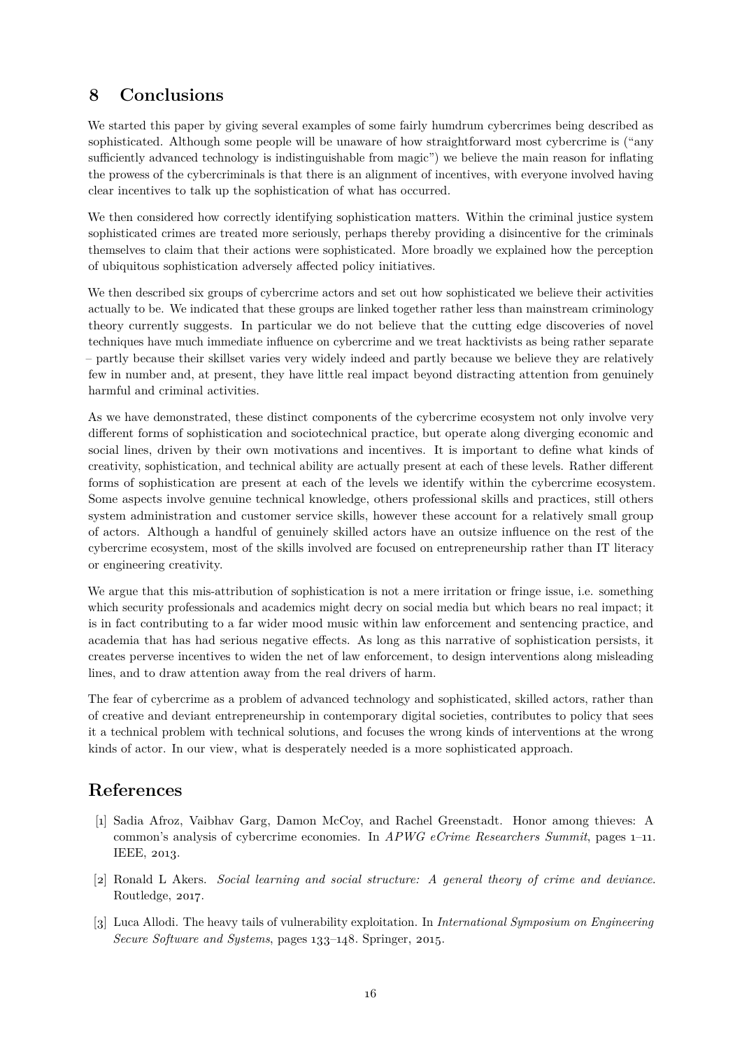## 8 Conclusions

We started this paper by giving several examples of some fairly humdrum cybercrimes being described as sophisticated. Although some people will be unaware of how straightforward most cybercrime is ("any sufficiently advanced technology is indistinguishable from magic") we believe the main reason for inflating the prowess of the cybercriminals is that there is an alignment of incentives, with everyone involved having clear incentives to talk up the sophistication of what has occurred.

We then considered how correctly identifying sophistication matters. Within the criminal justice system sophisticated crimes are treated more seriously, perhaps thereby providing a disincentive for the criminals themselves to claim that their actions were sophisticated. More broadly we explained how the perception of ubiquitous sophistication adversely affected policy initiatives.

We then described six groups of cybercrime actors and set out how sophisticated we believe their activities actually to be. We indicated that these groups are linked together rather less than mainstream criminology theory currently suggests. In particular we do not believe that the cutting edge discoveries of novel techniques have much immediate influence on cybercrime and we treat hacktivists as being rather separate – partly because their skillset varies very widely indeed and partly because we believe they are relatively few in number and, at present, they have little real impact beyond distracting attention from genuinely harmful and criminal activities.

As we have demonstrated, these distinct components of the cybercrime ecosystem not only involve very different forms of sophistication and sociotechnical practice, but operate along diverging economic and social lines, driven by their own motivations and incentives. It is important to define what kinds of creativity, sophistication, and technical ability are actually present at each of these levels. Rather different forms of sophistication are present at each of the levels we identify within the cybercrime ecosystem. Some aspects involve genuine technical knowledge, others professional skills and practices, still others system administration and customer service skills, however these account for a relatively small group of actors. Although a handful of genuinely skilled actors have an outsize influence on the rest of the cybercrime ecosystem, most of the skills involved are focused on entrepreneurship rather than IT literacy or engineering creativity.

We argue that this mis-attribution of sophistication is not a mere irritation or fringe issue, i.e. something which security professionals and academics might decry on social media but which bears no real impact; it is in fact contributing to a far wider mood music within law enforcement and sentencing practice, and academia that has had serious negative effects. As long as this narrative of sophistication persists, it creates perverse incentives to widen the net of law enforcement, to design interventions along misleading lines, and to draw attention away from the real drivers of harm.

The fear of cybercrime as a problem of advanced technology and sophisticated, skilled actors, rather than of creative and deviant entrepreneurship in contemporary digital societies, contributes to policy that sees it a technical problem with technical solutions, and focuses the wrong kinds of interventions at the wrong kinds of actor. In our view, what is desperately needed is a more sophisticated approach.

## References

[1] Sadia Afroz, Vaibhav Garg, Damon McCoy, and Rachel Greenstadt. Honor among thieves: A common's analysis of cybercrime economies. In *APWG eCrime Researchers Summit*, pages 1–11. IEEE, 2013.

[2] Ronald L Akers. *Social learning and social structure: A general theory of crime and deviance*. Routledge, 2017.

[3] Luca Allodi. The heavy tails of vulnerability exploitation. In *International Symposium on Engineering Secure Software and Systems*, pages 133–148. Springer, 2015.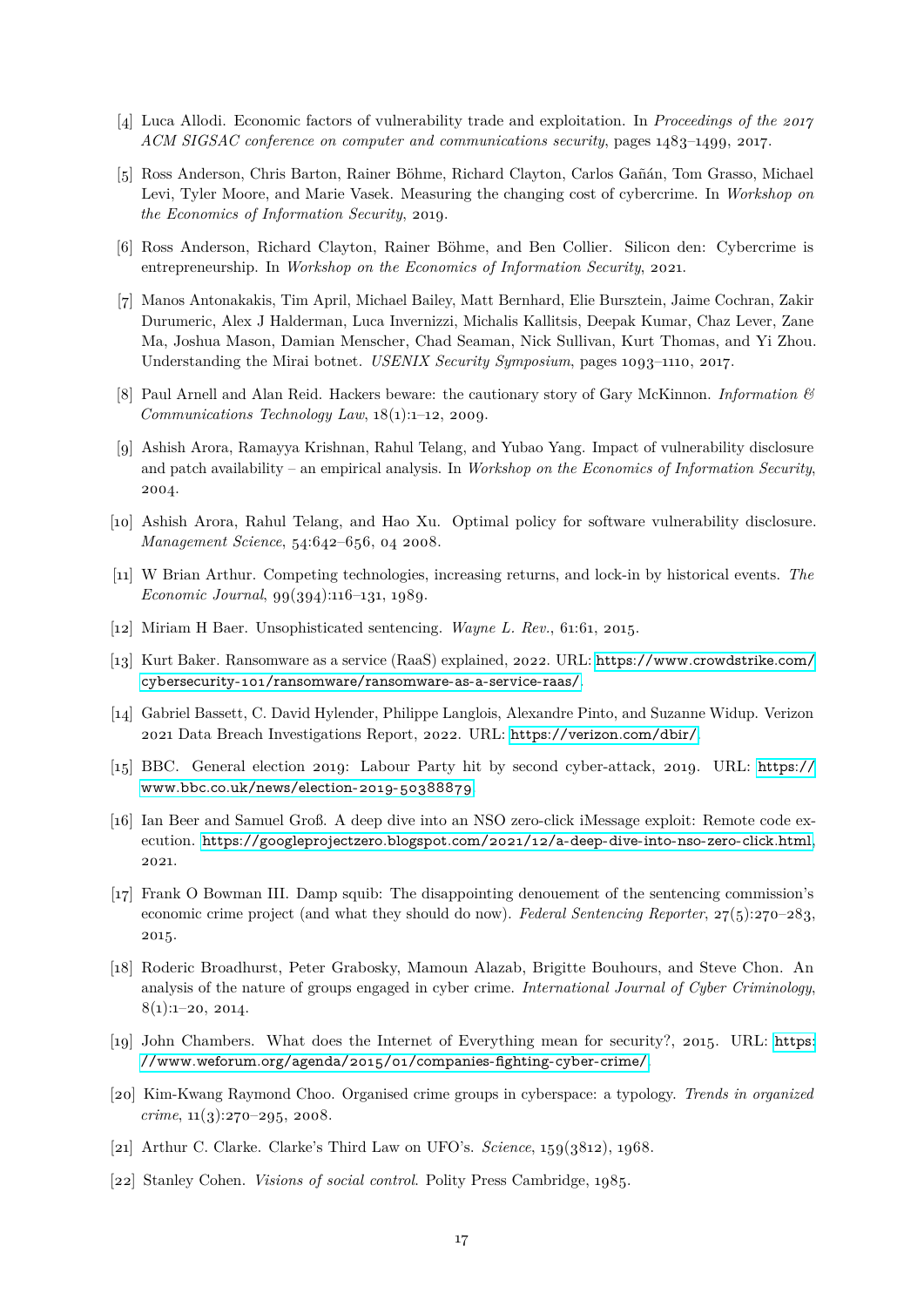[4] Luca Allodi. Economic factors of vulnerability trade and exploitation. In *Proceedings of the 2017 ACM SIGSAC conference on computer and communications security*, pages 1483–1499, 2017.

[5] Ross Anderson, Chris Barton, Rainer Böhme, Richard Clayton, Carlos Gañán, Tom Grasso, Michael Levi, Tyler Moore, and Marie Vasek. Measuring the changing cost of cybercrime. In *Workshop on the Economics of Information Security*, 2019.

[6] Ross Anderson, Richard Clayton, Rainer Böhme, and Ben Collier. Silicon den: Cybercrime is entrepreneurship. In *Workshop on the Economics of Information Security*, 2021.

[7] Manos Antonakakis, Tim April, Michael Bailey, Matt Bernhard, Elie Bursztein, Jaime Cochran, Zakir Durumeric, Alex J Halderman, Luca Invernizzi, Michalis Kallitsis, Deepak Kumar, Chaz Lever, Zane Ma, Joshua Mason, Damian Menscher, Chad Seaman, Nick Sullivan, Kurt Thomas, and Yi Zhou. Understanding the Mirai botnet. *USENIX Security Symposium*, pages 1093–1110, 2017.

[8] Paul Arnell and Alan Reid. Hackers beware: the cautionary story of Gary McKinnon. *Information & Communications Technology Law*, 18(1):1–12, 2009.

[9] Ashish Arora, Ramayya Krishnan, Rahul Telang, and Yubao Yang. Impact of vulnerability disclosure and patch availability – an empirical analysis. In *Workshop on the Economics of Information Security*, 2004.

[10] Ashish Arora, Rahul Telang, and Hao Xu. Optimal policy for software vulnerability disclosure. *Management Science*, 54:642–656, 04 2008.

[11] W Brian Arthur. Competing technologies, increasing returns, and lock-in by historical events. *The Economic Journal*, 99(394):116–131, 1989.

[12] Miriam H Baer. Unsophisticated sentencing. *Wayne L. Rev.*, 61:61, 2015.

[13] Kurt Baker. Ransomware as a service (RaaS) explained, 2022. URL: https://www.crowdstrike.com/cybersecurity-101/ransomware/ransomware-as-a-service-raas/.

[14] Gabriel Bassett, C. David Hylender, Philippe Langlois, Alexandre Pinto, and Suzanne Widup. Verizon 2021 Data Breach Investigations Report, 2022. URL: https://verizon.com/dbir/.

[15] BBC. General election 2019: Labour Party hit by second cyber-attack, 2019. URL: https://www.bbc.co.uk/news/election-2019-50388879.

[16] Ian Beer and Samuel Groß. A deep dive into an NSO zero-click iMessage exploit: Remote code execution. https://googleprojectzero.blogspot.com/2021/12/a-deep-dive-into-nso-zero-click.html, 2021.

[17] Frank O Bowman III. Damp squib: The disappointing denouement of the sentencing commission's economic crime project (and what they should do now). *Federal Sentencing Reporter*, 27(5):270–283, 2015.

[18] Roderic Broadhurst, Peter Grabosky, Mamoun Alazab, Brigitte Bouhours, and Steve Chon. An analysis of the nature of groups engaged in cyber crime. *International Journal of Cyber Criminology*, 8(1):1–20, 2014.

[19] John Chambers. What does the Internet of Everything mean for security?, 2015. URL: https://www.weforum.org/agenda/2015/01/companies-fighting-cyber-crime/.

[20] Kim-Kwang Raymond Choo. Organised crime groups in cyberspace: a typology. *Trends in organized crime*, 11(3):270–295, 2008.

[21] Arthur C. Clarke. Clarke's Third Law on UFO's. *Science*, 159(3812), 1968.

[22] Stanley Cohen. *Visions of social control*. Polity Press Cambridge, 1985.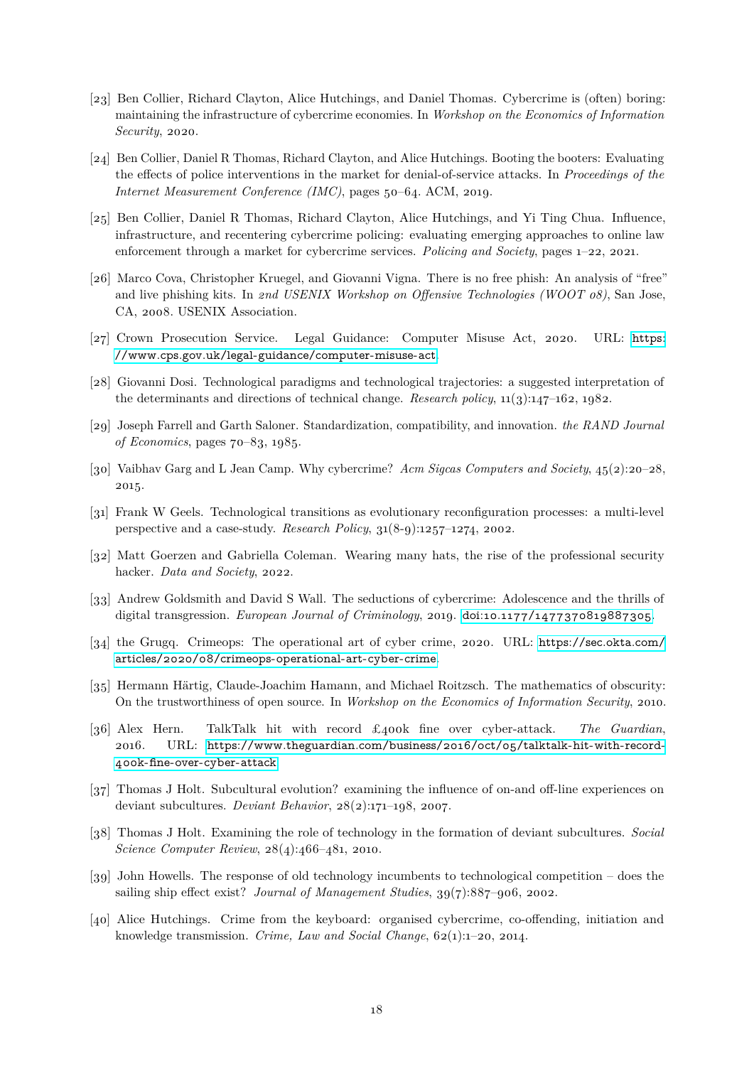[23] Ben Collier, Richard Clayton, Alice Hutchings, and Daniel Thomas. Cybercrime is (often) boring: maintaining the infrastructure of cybercrime economies. In *Workshop on the Economics of Information Security*, 2020.

[24] Ben Collier, Daniel R Thomas, Richard Clayton, and Alice Hutchings. Booting the booters: Evaluating the effects of police interventions in the market for denial-of-service attacks. In *Proceedings of the Internet Measurement Conference (IMC)*, pages 50–64. ACM, 2019.

[25] Ben Collier, Daniel R Thomas, Richard Clayton, Alice Hutchings, and Yi Ting Chua. Influence, infrastructure, and recentering cybercrime policing: evaluating emerging approaches to online law enforcement through a market for cybercrime services. *Policing and Society*, pages 1–22, 2021.

[26] Marco Cova, Christopher Kruegel, and Giovanni Vigna. There is no free phish: An analysis of "free" and live phishing kits. In *2nd USENIX Workshop on Offensive Technologies (WOOT 08)*, San Jose, CA, 2008. USENIX Association.

[27] Crown Prosecution Service. Legal Guidance: Computer Misuse Act, 2020. URL: https://www.cps.gov.uk/legal-guidance/computer-misuse-act.

[28] Giovanni Dosi. Technological paradigms and technological trajectories: a suggested interpretation of the determinants and directions of technical change. *Research policy*, 11(3):147–162, 1982.

[29] Joseph Farrell and Garth Saloner. Standardization, compatibility, and innovation. *the RAND Journal of Economics*, pages 70–83, 1985.

[30] Vaibhav Garg and L Jean Camp. Why cybercrime? *Acm Sigcas Computers and Society*, 45(2):20–28, 2015.

[31] Frank W Geels. Technological transitions as evolutionary reconfiguration processes: a multi-level perspective and a case-study. *Research Policy*, 31(8-9):1257–1274, 2002.

[32] Matt Goerzen and Gabriella Coleman. Wearing many hats, the rise of the professional security hacker. *Data and Society*, 2022.

[33] Andrew Goldsmith and David S Wall. The seductions of cybercrime: Adolescence and the thrills of digital transgression. *European Journal of Criminology*, 2019. doi:10.1177/1477370819887305.

[34] the Grugq. Crimeops: The operational art of cyber crime, 2020. URL: https://sec.okta.com/articles/2020/08/crimeops-operational-art-cyber-crime.

[35] Hermann Härtig, Claude-Joachim Hamann, and Michael Roitzsch. The mathematics of obscurity: On the trustworthiness of open source. In *Workshop on the Economics of Information Security*, 2010.

[36] Alex Hern. TalkTalk hit with record £400k fine over cyber-attack. *The Guardian*, 2016. URL: https://www.theguardian.com/business/2016/oct/05/talktalk-hit-with-record-400k-fine-over-cyber-attack.

[37] Thomas J Holt. Subcultural evolution? examining the influence of on-and off-line experiences on deviant subcultures. *Deviant Behavior*, 28(2):171–198, 2007.

[38] Thomas J Holt. Examining the role of technology in the formation of deviant subcultures. *Social Science Computer Review*, 28(4):466–481, 2010.

[39] John Howells. The response of old technology incumbents to technological competition – does the sailing ship effect exist? *Journal of Management Studies*, 39(7):887–906, 2002.

[40] Alice Hutchings. Crime from the keyboard: organised cybercrime, co-offending, initiation and knowledge transmission. *Crime, Law and Social Change*, 62(1):1–20, 2014.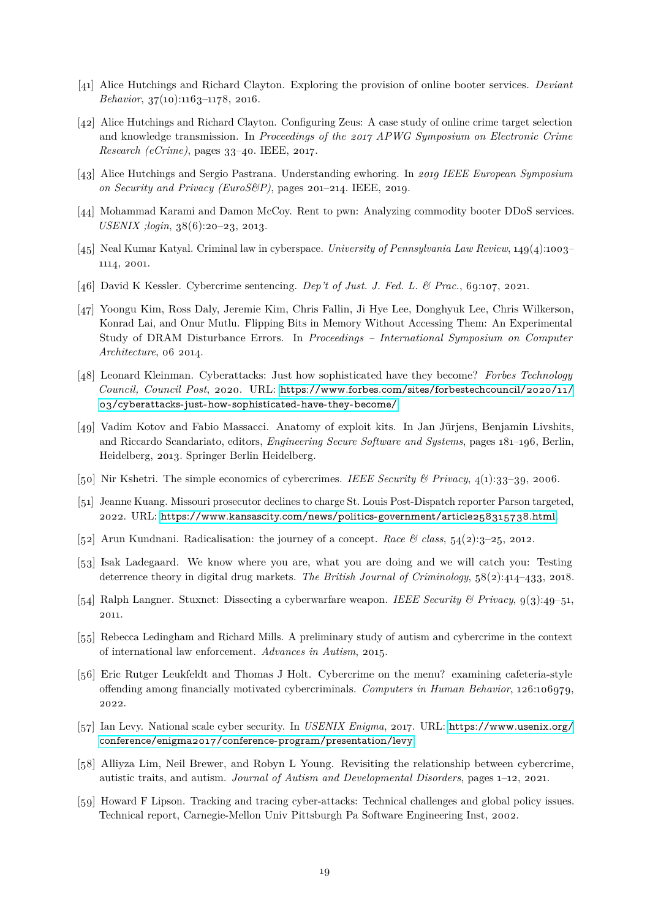[41] Alice Hutchings and Richard Clayton. Exploring the provision of online booter services. *Deviant Behavior*, 37(10):1163–1178, 2016.

[42] Alice Hutchings and Richard Clayton. Configuring Zeus: A case study of online crime target selection and knowledge transmission. In *Proceedings of the 2017 APWG Symposium on Electronic Crime Research (eCrime)*, pages 33–40. IEEE, 2017.

[43] Alice Hutchings and Sergio Pastrana. Understanding ewhoring. In *2019 IEEE European Symposium on Security and Privacy (EuroS&P)*, pages 201–214. IEEE, 2019.

[44] Mohammad Karami and Damon McCoy. Rent to pwn: Analyzing commodity booter DDoS services. *USENIX ;login*, 38(6):20–23, 2013.

[45] Neal Kumar Katyal. Criminal law in cyberspace. *University of Pennsylvania Law Review*, 149(4):1003–1114, 2001.

[46] David K Kessler. Cybercrime sentencing. *Dep't of Just. J. Fed. L. & Prac.*, 69:107, 2021.

[47] Yoongu Kim, Ross Daly, Jeremie Kim, Chris Fallin, Ji Hye Lee, Donghyuk Lee, Chris Wilkerson, Konrad Lai, and Onur Mutlu. Flipping Bits in Memory Without Accessing Them: An Experimental Study of DRAM Disturbance Errors. In *Proceedings – International Symposium on Computer Architecture*, 06 2014.

[48] Leonard Kleinman. Cyberattacks: Just how sophisticated have they become? *Forbes Technology Council, Council Post*, 2020. URL: https://www.forbes.com/sites/forbestechcouncil/2020/11/03/cyberattacks-just-how-sophisticated-have-they-become/.

[49] Vadim Kotov and Fabio Massacci. Anatomy of exploit kits. In Jan Jürjens, Benjamin Livshits, and Riccardo Scandariato, editors, *Engineering Secure Software and Systems*, pages 181–196, Berlin, Heidelberg, 2013. Springer Berlin Heidelberg.

[50] Nir Kshetri. The simple economics of cybercrimes. *IEEE Security & Privacy*, 4(1):33–39, 2006.

[51] Jeanne Kuang. Missouri prosecutor declines to charge St. Louis Post-Dispatch reporter Parson targeted, 2022. URL: https://www.kansascity.com/news/politics-government/article258315738.html.

[52] Arun Kundnani. Radicalisation: the journey of a concept. *Race & class*, 54(2):3–25, 2012.

[53] Isak Ladegaard. We know where you are, what you are doing and we will catch you: Testing deterrence theory in digital drug markets. *The British Journal of Criminology*, 58(2):414–433, 2018.

[54] Ralph Langner. Stuxnet: Dissecting a cyberwarfare weapon. *IEEE Security & Privacy*, 9(3):49–51, 2011.

[55] Rebecca Ledingham and Richard Mills. A preliminary study of autism and cybercrime in the context of international law enforcement. *Advances in Autism*, 2015.

[56] Eric Rutger Leukfeldt and Thomas J Holt. Cybercrime on the menu? examining cafeteria-style offending among financially motivated cybercriminals. *Computers in Human Behavior*, 126:106979, 2022.

[57] Ian Levy. National scale cyber security. In *USENIX Enigma*, 2017. URL: https://www.usenix.org/conference/enigma2017/conference-program/presentation/levy.

[58] Alliyza Lim, Neil Brewer, and Robyn L Young. Revisiting the relationship between cybercrime, autistic traits, and autism. *Journal of Autism and Developmental Disorders*, pages 1–12, 2021.

[59] Howard F Lipson. Tracking and tracing cyber-attacks: Technical challenges and global policy issues. Technical report, Carnegie-Mellon Univ Pittsburgh Pa Software Engineering Inst, 2002.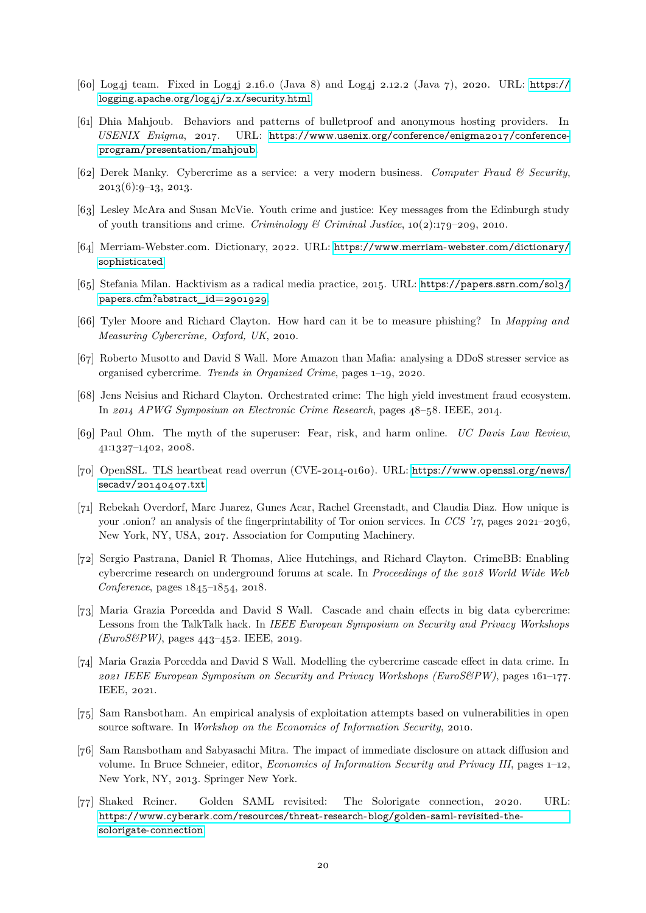[60] Log4j team. Fixed in Log4j 2.16.0 (Java 8) and Log4j 2.12.2 (Java 7), 2020. URL: https://logging.apache.org/log4j/2.x/security.html.

[61] Dhia Mahjoub. Behaviors and patterns of bulletproof and anonymous hosting providers. In *USENIX Enigma*, 2017. URL: https://www.usenix.org/conference/enigma2017/conference-program/presentation/mahjoub.

[62] Derek Manky. Cybercrime as a service: a very modern business. *Computer Fraud & Security*, 2013(6):9–13, 2013.

[63] Lesley McAra and Susan McVie. Youth crime and justice: Key messages from the Edinburgh study of youth transitions and crime. *Criminology & Criminal Justice*, 10(2):179–209, 2010.

[64] Merriam-Webster.com. Dictionary, 2022. URL: https://www.merriam-webster.com/dictionary/sophisticated.

[65] Stefania Milan. Hacktivism as a radical media practice, 2015. URL: https://papers.ssrn.com/sol3/papers.cfm?abstract_id=2901929.

[66] Tyler Moore and Richard Clayton. How hard can it be to measure phishing? In *Mapping and Measuring Cybercrime, Oxford, UK*, 2010.

[67] Roberto Musotto and David S Wall. More Amazon than Mafia: analysing a DDoS stresser service as organised cybercrime. *Trends in Organized Crime*, pages 1–19, 2020.

[68] Jens Neisius and Richard Clayton. Orchestrated crime: The high yield investment fraud ecosystem. In *2014 APWG Symposium on Electronic Crime Research*, pages 48–58. IEEE, 2014.

[69] Paul Ohm. The myth of the superuser: Fear, risk, and harm online. *UC Davis Law Review*, 41:1327–1402, 2008.

[70] OpenSSL. TLS heartbeat read overrun (CVE-2014-0160). URL: https://www.openssl.org/news/secadv/20140407.txt.

[71] Rebekah Overdorf, Marc Juarez, Gunes Acar, Rachel Greenstadt, and Claudia Diaz. How unique is your .onion? an analysis of the fingerprintability of Tor onion services. In *CCS '17*, pages 2021–2036, New York, NY, USA, 2017. Association for Computing Machinery.

[72] Sergio Pastrana, Daniel R Thomas, Alice Hutchings, and Richard Clayton. CrimeBB: Enabling cybercrime research on underground forums at scale. In *Proceedings of the 2018 World Wide Web Conference*, pages 1845–1854, 2018.

[73] Maria Grazia Porcedda and David S Wall. Cascade and chain effects in big data cybercrime: Lessons from the TalkTalk hack. In *IEEE European Symposium on Security and Privacy Workshops (EuroS&PW)*, pages 443–452. IEEE, 2019.

[74] Maria Grazia Porcedda and David S Wall. Modelling the cybercrime cascade effect in data crime. In *2021 IEEE European Symposium on Security and Privacy Workshops (EuroS&PW)*, pages 161–177. IEEE, 2021.

[75] Sam Ransbotham. An empirical analysis of exploitation attempts based on vulnerabilities in open source software. In *Workshop on the Economics of Information Security*, 2010.

[76] Sam Ransbotham and Sabyasachi Mitra. The impact of immediate disclosure on attack diffusion and volume. In Bruce Schneier, editor, *Economics of Information Security and Privacy III*, pages 1–12, New York, NY, 2013. Springer New York.

[77] Shaked Reiner. Golden SAML revisited: The Solorigate connection, 2020. URL: https://www.cyberark.com/resources/threat-research-blog/golden-saml-revisited-the-solorigate-connection.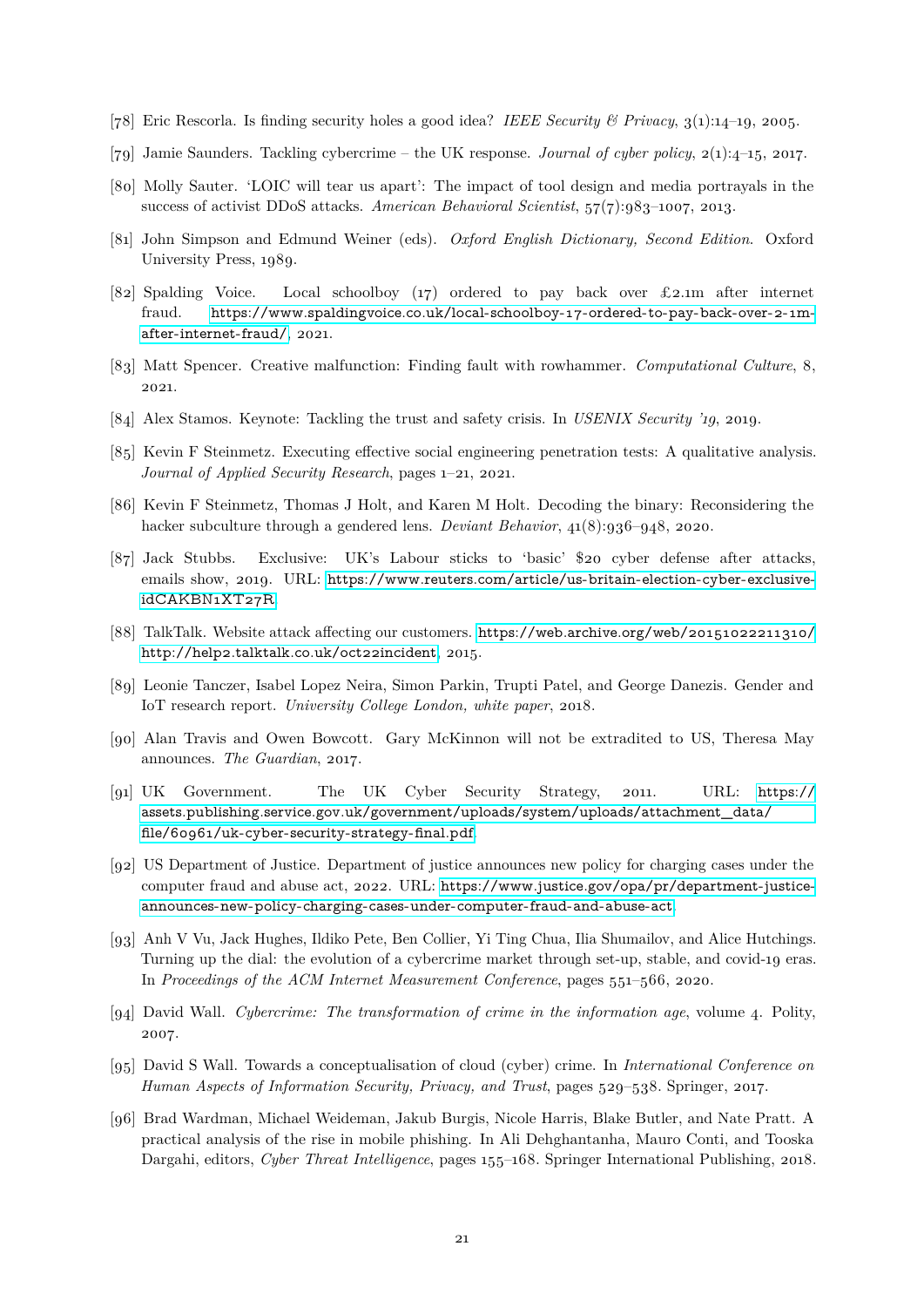[78] Eric Rescorla. Is finding security holes a good idea? *IEEE Security & Privacy*, 3(1):14–19, 2005.

[79] Jamie Saunders. Tackling cybercrime – the UK response. *Journal of cyber policy*, 2(1):4–15, 2017.

[80] Molly Sauter. 'LOIC will tear us apart': The impact of tool design and media portrayals in the success of activist DDoS attacks. *American Behavioral Scientist*, 57(7):983–1007, 2013.

[81] John Simpson and Edmund Weiner (eds). *Oxford English Dictionary, Second Edition*. Oxford University Press, 1989.

[82] Spalding Voice. Local schoolboy (17) ordered to pay back over £2.1m after internet fraud. https://www.spaldingvoice.co.uk/local-schoolboy-17-ordered-to-pay-back-over-2-1m-after-internet-fraud/, 2021.

[83] Matt Spencer. Creative malfunction: Finding fault with rowhammer. *Computational Culture*, 8, 2021.

[84] Alex Stamos. Keynote: Tackling the trust and safety crisis. In *USENIX Security '19*, 2019.

[85] Kevin F Steinmetz. Executing effective social engineering penetration tests: A qualitative analysis. *Journal of Applied Security Research*, pages 1–21, 2021.

[86] Kevin F Steinmetz, Thomas J Holt, and Karen M Holt. Decoding the binary: Reconsidering the hacker subculture through a gendered lens. *Deviant Behavior*, 41(8):936–948, 2020.

[87] Jack Stubbs. Exclusive: UK's Labour sticks to 'basic' $20 cyber defense after attacks, emails show, 2019. URL: https://www.reuters.com/article/us-britain-election-cyber-exclusive-idCAKBN1XT27R.

[88] TalkTalk. Website attack affecting our customers. https://web.archive.org/web/20151022211310/http://help2.talktalk.co.uk/oct22incident, 2015.

[89] Leonie Tanczer, Isabel Lopez Neira, Simon Parkin, Trupti Patel, and George Danezis. Gender and IoT research report. *University College London, white paper*, 2018.

[90] Alan Travis and Owen Bowcott. Gary McKinnon will not be extradited to US, Theresa May announces. *The Guardian*, 2017.

[91] UK Government. The UK Cyber Security Strategy, 2011. URL: https://assets.publishing.service.gov.uk/government/uploads/system/uploads/attachment_data/file/60961/uk-cyber-security-strategy-final.pdf.

[92] US Department of Justice. Department of justice announces new policy for charging cases under the computer fraud and abuse act, 2022. URL: https://www.justice.gov/opa/pr/department-justice-announces-new-policy-charging-cases-under-computer-fraud-and-abuse-act.

[93] Anh V Vu, Jack Hughes, Ildiko Pete, Ben Collier, Yi Ting Chua, Ilia Shumailov, and Alice Hutchings. Turning up the dial: the evolution of a cybercrime market through set-up, stable, and covid-19 eras. In *Proceedings of the ACM Internet Measurement Conference*, pages 551–566, 2020.

[94] David Wall. *Cybercrime: The transformation of crime in the information age*, volume 4. Polity, 2007.

[95] David S Wall. Towards a conceptualisation of cloud (cyber) crime. In *International Conference on Human Aspects of Information Security, Privacy, and Trust*, pages 529–538. Springer, 2017.

[96] Brad Wardman, Michael Weideman, Jakub Burgis, Nicole Harris, Blake Butler, and Nate Pratt. A practical analysis of the rise in mobile phishing. In Ali Dehghantanha, Mauro Conti, and Tooska Dargahi, editors, *Cyber Threat Intelligence*, pages 155–168. Springer International Publishing, 2018.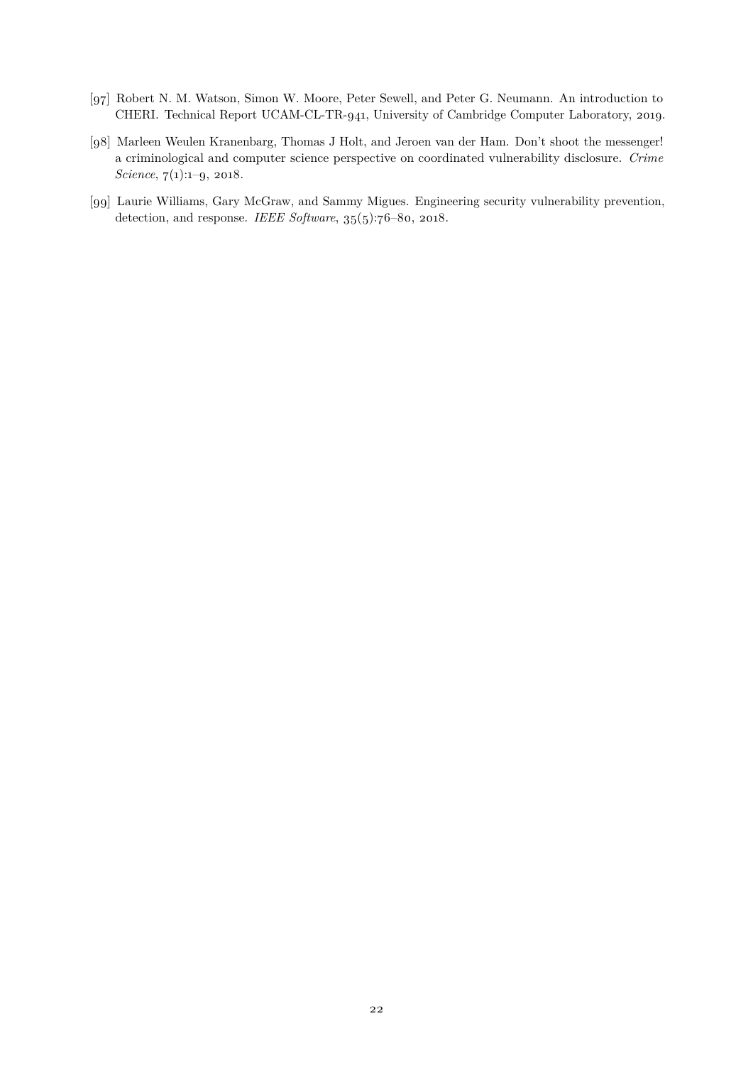[97] Robert N. M. Watson, Simon W. Moore, Peter Sewell, and Peter G. Neumann. An introduction to CHERI. Technical Report UCAM-CL-TR-941, University of Cambridge Computer Laboratory, 2019.

[98] Marleen Weulen Kranenbarg, Thomas J Holt, and Jeroen van der Ham. Don't shoot the messenger! a criminological and computer science perspective on coordinated vulnerability disclosure. *Crime Science*, 7(1):1–9, 2018.

[99] Laurie Williams, Gary McGraw, and Sammy Migues. Engineering security vulnerability prevention, detection, and response. *IEEE Software*, 35(5):76–80, 2018.